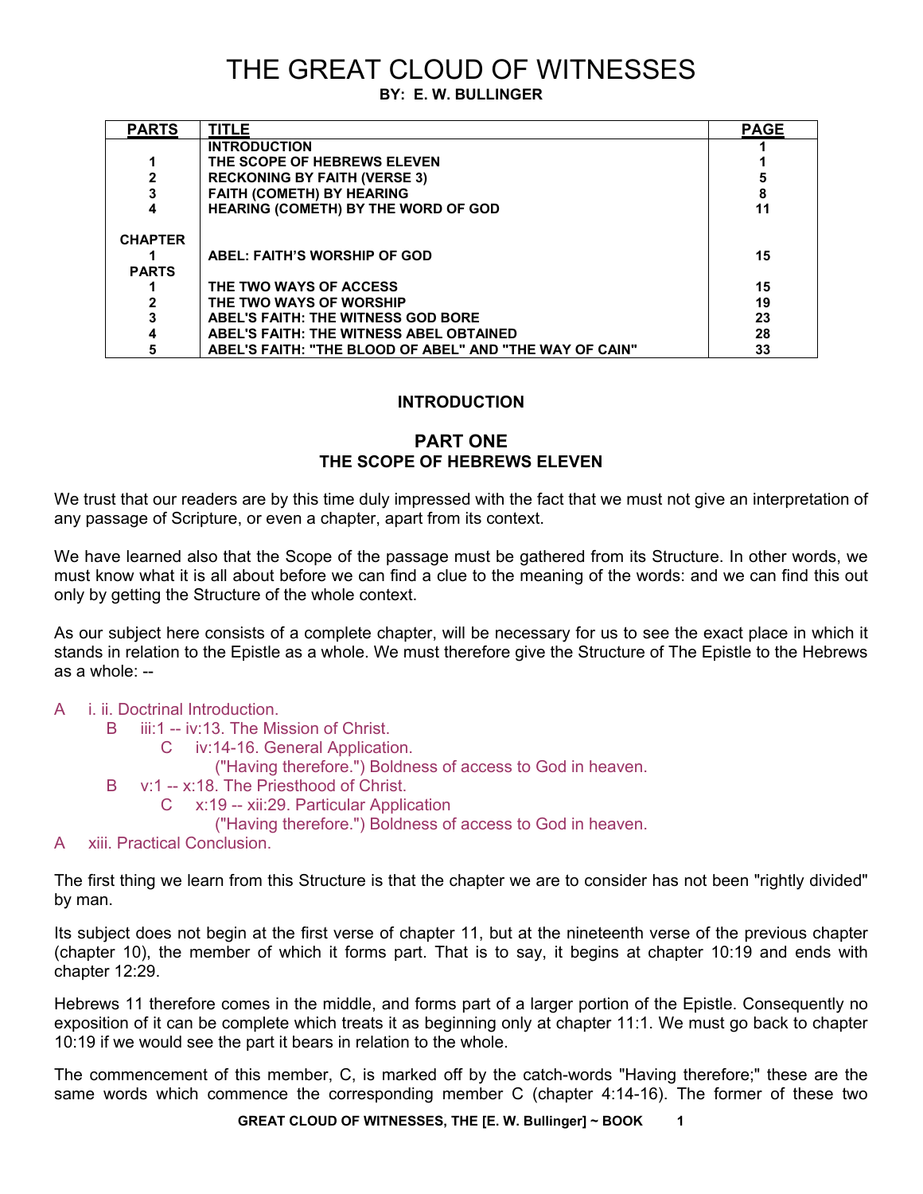# THE GREAT CLOUD OF WITNESSES

**BY: E. W. BULLINGER**

| PARTS | TITLE | PAGE |
|---|---|---|
| | INTRODUCTION | 1 |
| 1 | THE SCOPE OF HEBREWS ELEVEN | 1 |
| 2 | RECKONING BY FAITH (VERSE 3) | 5 |
| 3 | FAITH (COMETH) BY HEARING | 8 |
| 4 | HEARING (COMETH) BY THE WORD OF GOD | 11 |
| CHAPTER | | |
| 1 | ABEL: FAITH'S WORSHIP OF GOD | 15 |
| PARTS | | |
| 1 | THE TWO WAYS OF ACCESS | 15 |
| 2 | THE TWO WAYS OF WORSHIP | 19 |
| 3 | ABEL'S FAITH: THE WITNESS GOD BORE | 23 |
| 4 | ABEL'S FAITH: THE WITNESS ABEL OBTAINED | 28 |
| 5 | ABEL'S FAITH: "THE BLOOD OF ABEL" AND "THE WAY OF CAIN" | 33 |

## INTRODUCTION

## PART ONE
## THE SCOPE OF HEBREWS ELEVEN

We trust that our readers are by this time duly impressed with the fact that we must not give an interpretation of any passage of Scripture, or even a chapter, apart from its context.

We have learned also that the Scope of the passage must be gathered from its Structure. In other words, we must know what it is all about before we can find a clue to the meaning of the words: and we can find this out only by getting the Structure of the whole context.

As our subject here consists of a complete chapter, will be necessary for us to see the exact place in which it stands in relation to the Epistle as a whole. We must therefore give the Structure of The Epistle to the Hebrews as a whole: --

A i. ii. Doctrinal Introduction.
- B iii:1 -- iv:13. The Mission of Christ.
  - C iv:14-16. General Application.
    ("Having therefore.") Boldness of access to God in heaven.
- B v:1 -- x:18. The Priesthood of Christ.
  - C x:19 -- xii:29. Particular Application
    ("Having therefore.") Boldness of access to God in heaven.

A xiii. Practical Conclusion.

The first thing we learn from this Structure is that the chapter we are to consider has not been "rightly divided" by man.

Its subject does not begin at the first verse of chapter 11, but at the nineteenth verse of the previous chapter (chapter 10), the member of which it forms part. That is to say, it begins at chapter 10:19 and ends with chapter 12:29.

Hebrews 11 therefore comes in the middle, and forms part of a larger portion of the Epistle. Consequently no exposition of it can be complete which treats it as beginning only at chapter 11:1. We must go back to chapter 10:19 if we would see the part it bears in relation to the whole.

The commencement of this member, C, is marked off by the catch-words "Having therefore;" these are the same words which commence the corresponding member C (chapter 4:14-16). The former of these two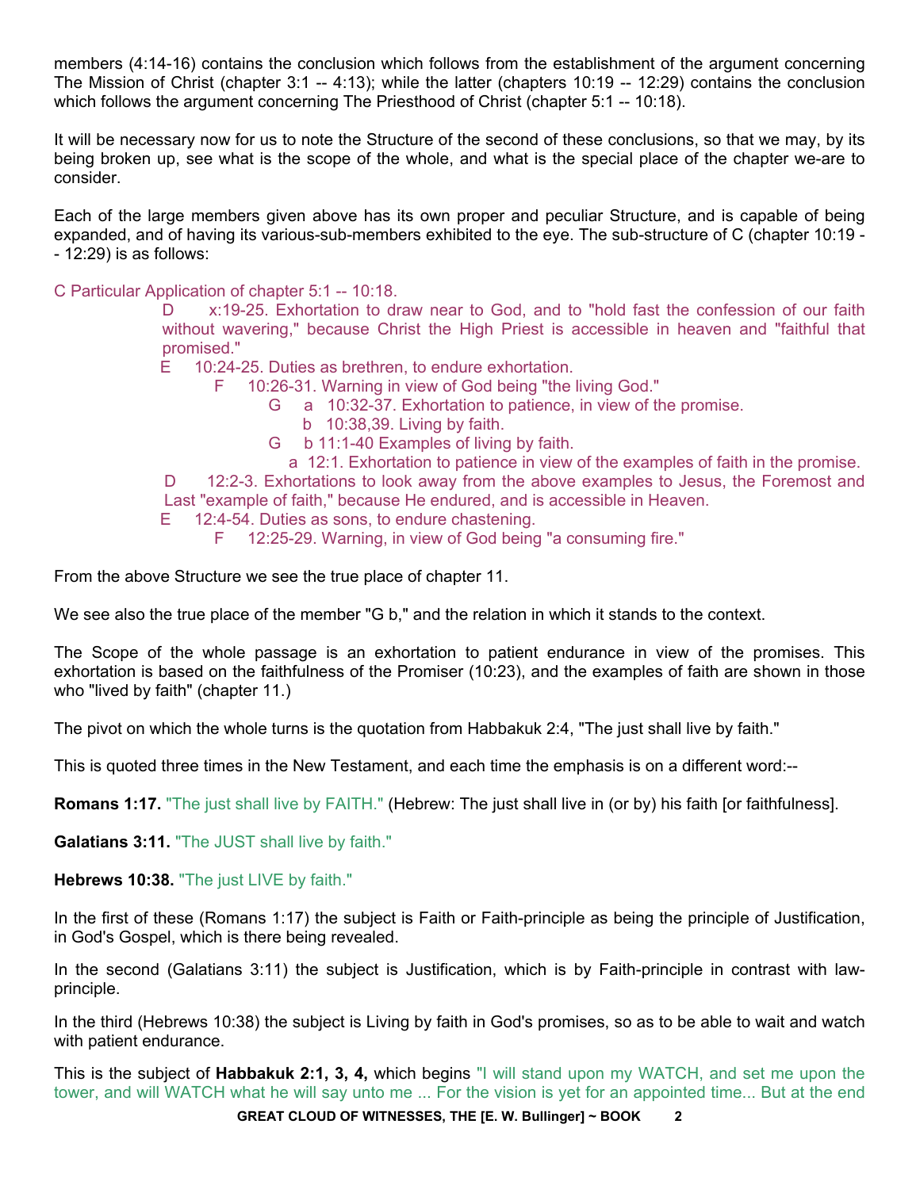members (4:14-16) contains the conclusion which follows from the establishment of the argument concerning The Mission of Christ (chapter 3:1 -- 4:13); while the latter (chapters 10:19 -- 12:29) contains the conclusion which follows the argument concerning The Priesthood of Christ (chapter 5:1 -- 10:18).

It will be necessary now for us to note the Structure of the second of these conclusions, so that we may, by its being broken up, see what is the scope of the whole, and what is the special place of the chapter we-are to consider.

Each of the large members given above has its own proper and peculiar Structure, and is capable of being expanded, and of having its various-sub-members exhibited to the eye. The sub-structure of C (chapter 10:19 -- 12:29) is as follows:

C Particular Application of chapter 5:1 -- 10:18.

- D x:19-25. Exhortation to draw near to God, and to "hold fast the confession of our faith without wavering," because Christ the High Priest is accessible in heaven and "faithful that promised."
- E 10:24-25. Duties as brethren, to endure exhortation.
  - F 10:26-31. Warning in view of God being "the living God."
    - G a 10:32-37. Exhortation to patience, in view of the promise.
      - b 10:38,39. Living by faith.
    - G b 11:1-40 Examples of living by faith.
      - a 12:1. Exhortation to patience in view of the examples of faith in the promise.
- D 12:2-3. Exhortations to look away from the above examples to Jesus, the Foremost and Last "example of faith," because He endured, and is accessible in Heaven.
- E 12:4-54. Duties as sons, to endure chastening.
  - F 12:25-29. Warning, in view of God being "a consuming fire."

From the above Structure we see the true place of chapter 11.

We see also the true place of the member "G b," and the relation in which it stands to the context.

The Scope of the whole passage is an exhortation to patient endurance in view of the promises. This exhortation is based on the faithfulness of the Promiser (10:23), and the examples of faith are shown in those who "lived by faith" (chapter 11.)

The pivot on which the whole turns is the quotation from Habbakuk 2:4, "The just shall live by faith."

This is quoted three times in the New Testament, and each time the emphasis is on a different word:--

**Romans 1:17.** "The just shall live by FAITH." (Hebrew: The just shall live in (or by) his faith [or faithfulness].

**Galatians 3:11.** "The JUST shall live by faith."

**Hebrews 10:38.** "The just LIVE by faith."

In the first of these (Romans 1:17) the subject is Faith or Faith-principle as being the principle of Justification, in God's Gospel, which is there being revealed.

In the second (Galatians 3:11) the subject is Justification, which is by Faith-principle in contrast with law-principle.

In the third (Hebrews 10:38) the subject is Living by faith in God's promises, so as to be able to wait and watch with patient endurance.

This is the subject of **Habbakuk 2:1, 3, 4,** which begins "I will stand upon my WATCH, and set me upon the tower, and will WATCH what he will say unto me ... For the vision is yet for an appointed time... But at the end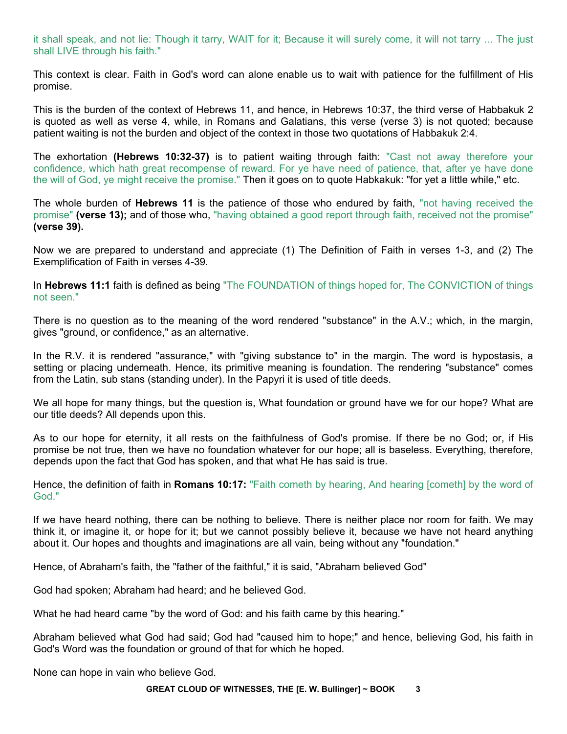it shall speak, and not lie: Though it tarry, WAIT for it; Because it will surely come, it will not tarry ... The just shall LIVE through his faith."

This context is clear. Faith in God's word can alone enable us to wait with patience for the fulfillment of His promise.

This is the burden of the context of Hebrews 11, and hence, in Hebrews 10:37, the third verse of Habbakuk 2 is quoted as well as verse 4, while, in Romans and Galatians, this verse (verse 3) is not quoted; because patient waiting is not the burden and object of the context in those two quotations of Habbakuk 2:4.

The exhortation **(Hebrews 10:32-37)** is to patient waiting through faith: "Cast not away therefore your confidence, which hath great recompense of reward. For ye have need of patience, that, after ye have done the will of God, ye might receive the promise." Then it goes on to quote Habkakuk: "for yet a little while," etc.

The whole burden of **Hebrews 11** is the patience of those who endured by faith, "not having received the promise" **(verse 13);** and of those who, "having obtained a good report through faith, received not the promise" **(verse 39).**

Now we are prepared to understand and appreciate (1) The Definition of Faith in verses 1-3, and (2) The Exemplification of Faith in verses 4-39.

In **Hebrews 11:1** faith is defined as being "The FOUNDATION of things hoped for, The CONVICTION of things not seen."

There is no question as to the meaning of the word rendered "substance" in the A.V.; which, in the margin, gives "ground, or confidence," as an alternative.

In the R.V. it is rendered "assurance," with "giving substance to" in the margin. The word is hypostasis, a setting or placing underneath. Hence, its primitive meaning is foundation. The rendering "substance" comes from the Latin, sub stans (standing under). In the Papyri it is used of title deeds.

We all hope for many things, but the question is, What foundation or ground have we for our hope? What are our title deeds? All depends upon this.

As to our hope for eternity, it all rests on the faithfulness of God's promise. If there be no God; or, if His promise be not true, then we have no foundation whatever for our hope; all is baseless. Everything, therefore, depends upon the fact that God has spoken, and that what He has said is true.

Hence, the definition of faith in **Romans 10:17:** "Faith cometh by hearing, And hearing [cometh] by the word of God."

If we have heard nothing, there can be nothing to believe. There is neither place nor room for faith. We may think it, or imagine it, or hope for it; but we cannot possibly believe it, because we have not heard anything about it. Our hopes and thoughts and imaginations are all vain, being without any "foundation."

Hence, of Abraham's faith, the "father of the faithful," it is said, "Abraham believed God"

God had spoken; Abraham had heard; and he believed God.

What he had heard came "by the word of God: and his faith came by this hearing."

Abraham believed what God had said; God had "caused him to hope;" and hence, believing God, his faith in God's Word was the foundation or ground of that for which he hoped.

None can hope in vain who believe God.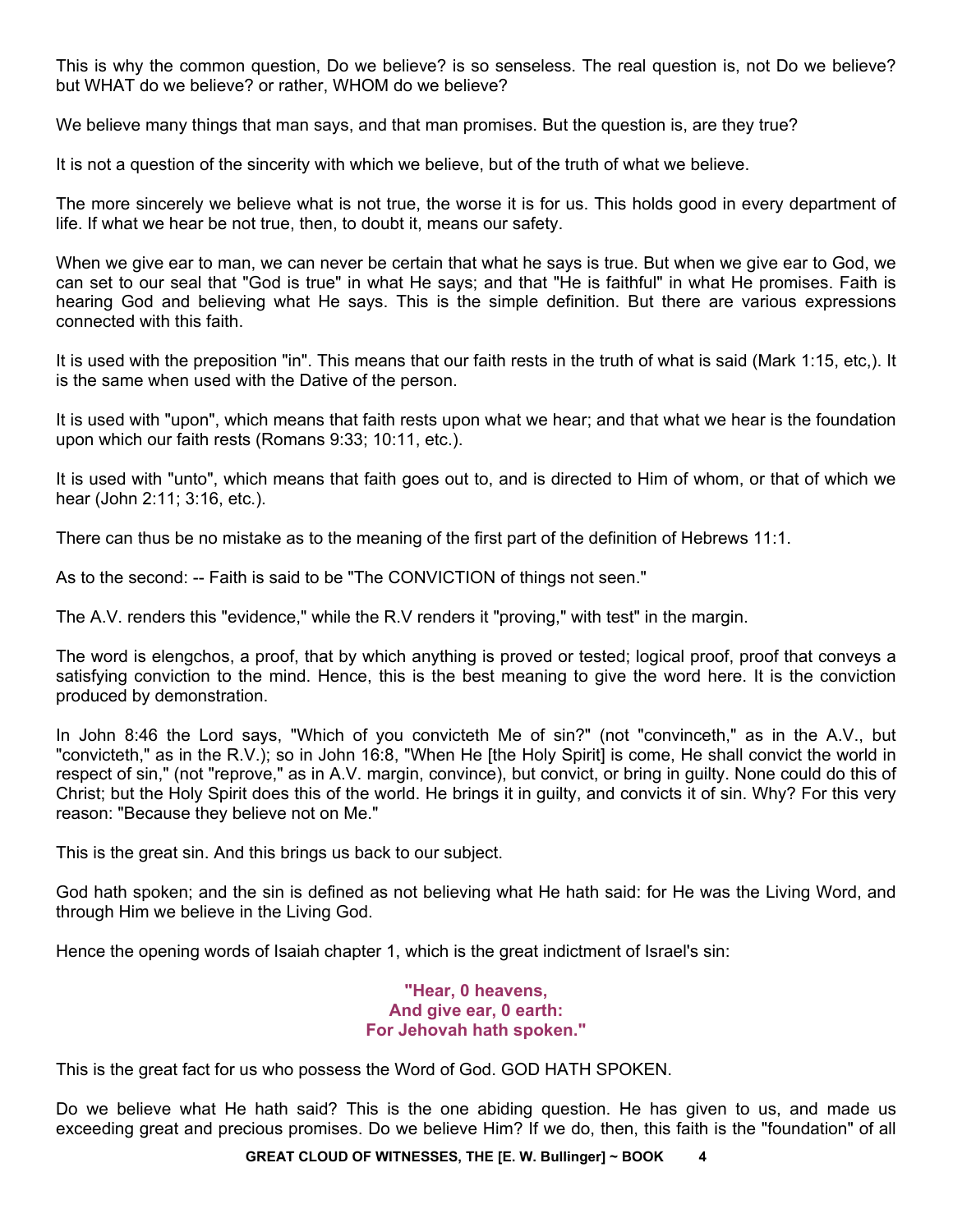This is why the common question, Do we believe? is so senseless. The real question is, not Do we believe? but WHAT do we believe? or rather, WHOM do we believe?

We believe many things that man says, and that man promises. But the question is, are they true?

It is not a question of the sincerity with which we believe, but of the truth of what we believe.

The more sincerely we believe what is not true, the worse it is for us. This holds good in every department of life. If what we hear be not true, then, to doubt it, means our safety.

When we give ear to man, we can never be certain that what he says is true. But when we give ear to God, we can set to our seal that "God is true" in what He says; and that "He is faithful" in what He promises. Faith is hearing God and believing what He says. This is the simple definition. But there are various expressions connected with this faith.

It is used with the preposition "in". This means that our faith rests in the truth of what is said (Mark 1:15, etc,). It is the same when used with the Dative of the person.

It is used with "upon", which means that faith rests upon what we hear; and that what we hear is the foundation upon which our faith rests (Romans 9:33; 10:11, etc.).

It is used with "unto", which means that faith goes out to, and is directed to Him of whom, or that of which we hear (John 2:11; 3:16, etc.).

There can thus be no mistake as to the meaning of the first part of the definition of Hebrews 11:1.

As to the second: -- Faith is said to be "The CONVICTION of things not seen."

The A.V. renders this "evidence," while the R.V renders it "proving," with test" in the margin.

The word is elengchos, a proof, that by which anything is proved or tested; logical proof, proof that conveys a satisfying conviction to the mind. Hence, this is the best meaning to give the word here. It is the conviction produced by demonstration.

In John 8:46 the Lord says, "Which of you convicteth Me of sin?" (not "convinceth," as in the A.V., but "convicteth," as in the R.V.); so in John 16:8, "When He [the Holy Spirit] is come, He shall convict the world in respect of sin," (not "reprove," as in A.V. margin, convince), but convict, or bring in guilty. None could do this of Christ; but the Holy Spirit does this of the world. He brings it in guilty, and convicts it of sin. Why? For this very reason: "Because they believe not on Me."

This is the great sin. And this brings us back to our subject.

God hath spoken; and the sin is defined as not believing what He hath said: for He was the Living Word, and through Him we believe in the Living God.

Hence the opening words of Isaiah chapter 1, which is the great indictment of Israel's sin:

**"Hear, 0 heavens,**
**And give ear, 0 earth:**
**For Jehovah hath spoken."**

This is the great fact for us who possess the Word of God. GOD HATH SPOKEN.

Do we believe what He hath said? This is the one abiding question. He has given to us, and made us exceeding great and precious promises. Do we believe Him? If we do, then, this faith is the "foundation" of all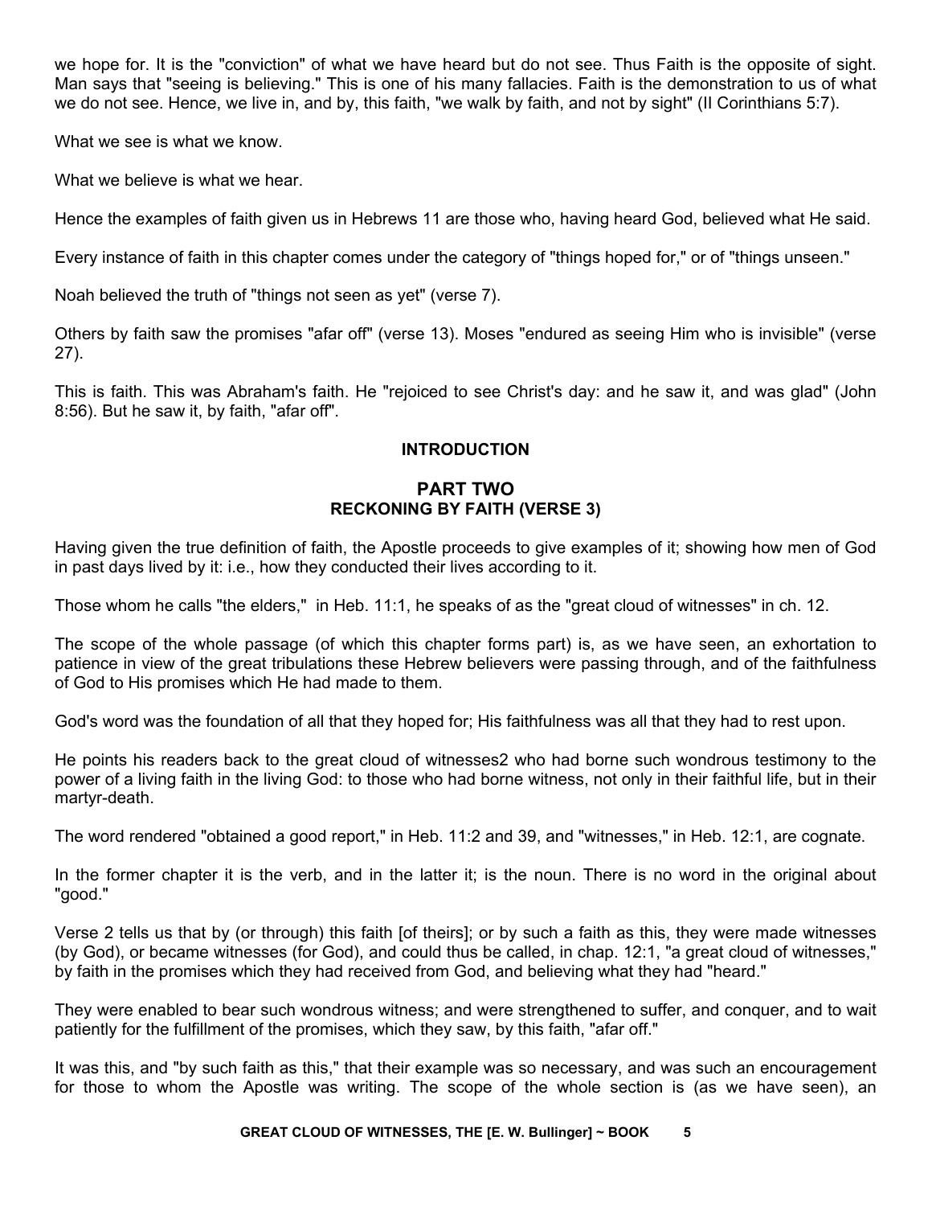we hope for. It is the "conviction" of what we have heard but do not see. Thus Faith is the opposite of sight. Man says that "seeing is believing." This is one of his many fallacies. Faith is the demonstration to us of what we do not see. Hence, we live in, and by, this faith, "we walk by faith, and not by sight" (II Corinthians 5:7).

What we see is what we know.

What we believe is what we hear.

Hence the examples of faith given us in Hebrews 11 are those who, having heard God, believed what He said.

Every instance of faith in this chapter comes under the category of "things hoped for," or of "things unseen."

Noah believed the truth of "things not seen as yet" (verse 7).

Others by faith saw the promises "afar off" (verse 13). Moses "endured as seeing Him who is invisible" (verse 27).

This is faith. This was Abraham's faith. He "rejoiced to see Christ's day: and he saw it, and was glad" (John 8:56). But he saw it, by faith, "afar off".

**INTRODUCTION**

## PART TWO
### RECKONING BY FAITH (VERSE 3)

Having given the true definition of faith, the Apostle proceeds to give examples of it; showing how men of God in past days lived by it: i.e., how they conducted their lives according to it.

Those whom he calls "the elders," in Heb. 11:1, he speaks of as the "great cloud of witnesses" in ch. 12.

The scope of the whole passage (of which this chapter forms part) is, as we have seen, an exhortation to patience in view of the great tribulations these Hebrew believers were passing through, and of the faithfulness of God to His promises which He had made to them.

God's word was the foundation of all that they hoped for; His faithfulness was all that they had to rest upon.

He points his readers back to the great cloud of witnesses2 who had borne such wondrous testimony to the power of a living faith in the living God: to those who had borne witness, not only in their faithful life, but in their martyr-death.

The word rendered "obtained a good report," in Heb. 11:2 and 39, and "witnesses," in Heb. 12:1, are cognate.

In the former chapter it is the verb, and in the latter it; is the noun. There is no word in the original about "good."

Verse 2 tells us that by (or through) this faith [of theirs]; or by such a faith as this, they were made witnesses (by God), or became witnesses (for God), and could thus be called, in chap. 12:1, "a great cloud of witnesses," by faith in the promises which they had received from God, and believing what they had "heard."

They were enabled to bear such wondrous witness; and were strengthened to suffer, and conquer, and to wait patiently for the fulfillment of the promises, which they saw, by this faith, "afar off."

It was this, and "by such faith as this," that their example was so necessary, and was such an encouragement for those to whom the Apostle was writing. The scope of the whole section is (as we have seen), an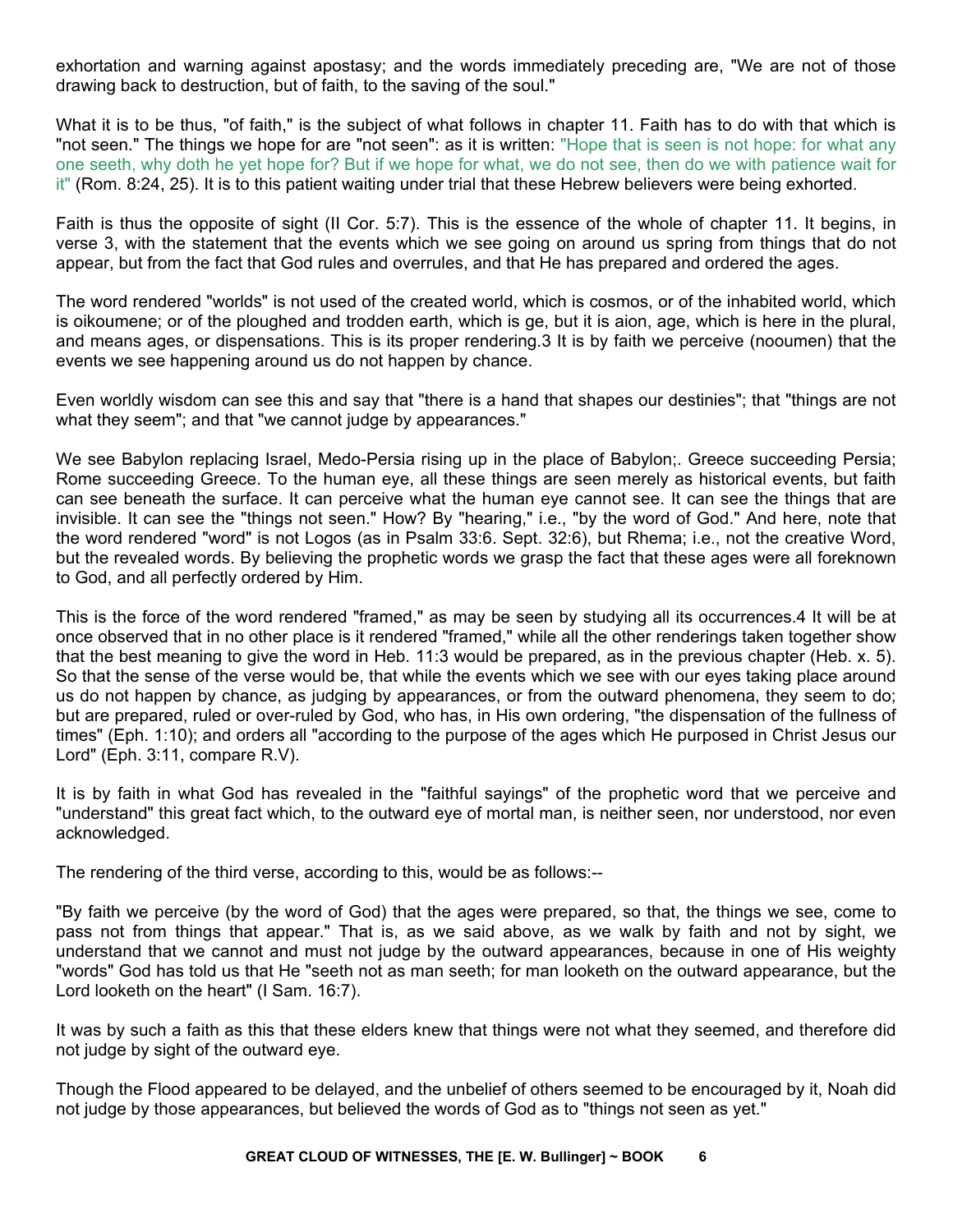exhortation and warning against apostasy; and the words immediately preceding are, "We are not of those drawing back to destruction, but of faith, to the saving of the soul."

What it is to be thus, "of faith," is the subject of what follows in chapter 11. Faith has to do with that which is "not seen." The things we hope for are "not seen": as it is written: "Hope that is seen is not hope: for what any one seeth, why doth he yet hope for? But if we hope for what, we do not see, then do we with patience wait for it" (Rom. 8:24, 25). It is to this patient waiting under trial that these Hebrew believers were being exhorted.

Faith is thus the opposite of sight (II Cor. 5:7). This is the essence of the whole of chapter 11. It begins, in verse 3, with the statement that the events which we see going on around us spring from things that do not appear, but from the fact that God rules and overrules, and that He has prepared and ordered the ages.

The word rendered "worlds" is not used of the created world, which is cosmos, or of the inhabited world, which is oikoumene; or of the ploughed and trodden earth, which is ge, but it is aion, age, which is here in the plural, and means ages, or dispensations. This is its proper rendering.3 It is by faith we perceive (nooumen) that the events we see happening around us do not happen by chance.

Even worldly wisdom can see this and say that "there is a hand that shapes our destinies"; that "things are not what they seem"; and that "we cannot judge by appearances."

We see Babylon replacing Israel, Medo-Persia rising up in the place of Babylon;. Greece succeeding Persia; Rome succeeding Greece. To the human eye, all these things are seen merely as historical events, but faith can see beneath the surface. It can perceive what the human eye cannot see. It can see the things that are invisible. It can see the "things not seen." How? By "hearing," i.e., "by the word of God." And here, note that the word rendered "word" is not Logos (as in Psalm 33:6. Sept. 32:6), but Rhema; i.e., not the creative Word, but the revealed words. By believing the prophetic words we grasp the fact that these ages were all foreknown to God, and all perfectly ordered by Him.

This is the force of the word rendered "framed," as may be seen by studying all its occurrences.4 It will be at once observed that in no other place is it rendered "framed," while all the other renderings taken together show that the best meaning to give the word in Heb. 11:3 would be prepared, as in the previous chapter (Heb. x. 5). So that the sense of the verse would be, that while the events which we see with our eyes taking place around us do not happen by chance, as judging by appearances, or from the outward phenomena, they seem to do; but are prepared, ruled or over-ruled by God, who has, in His own ordering, "the dispensation of the fullness of times" (Eph. 1:10); and orders all "according to the purpose of the ages which He purposed in Christ Jesus our Lord" (Eph. 3:11, compare R.V).

It is by faith in what God has revealed in the "faithful sayings" of the prophetic word that we perceive and "understand" this great fact which, to the outward eye of mortal man, is neither seen, nor understood, nor even acknowledged.

The rendering of the third verse, according to this, would be as follows:--

"By faith we perceive (by the word of God) that the ages were prepared, so that, the things we see, come to pass not from things that appear." That is, as we said above, as we walk by faith and not by sight, we understand that we cannot and must not judge by the outward appearances, because in one of His weighty "words" God has told us that He "seeth not as man seeth; for man looketh on the outward appearance, but the Lord looketh on the heart" (I Sam. 16:7).

It was by such a faith as this that these elders knew that things were not what they seemed, and therefore did not judge by sight of the outward eye.

Though the Flood appeared to be delayed, and the unbelief of others seemed to be encouraged by it, Noah did not judge by those appearances, but believed the words of God as to "things not seen as yet."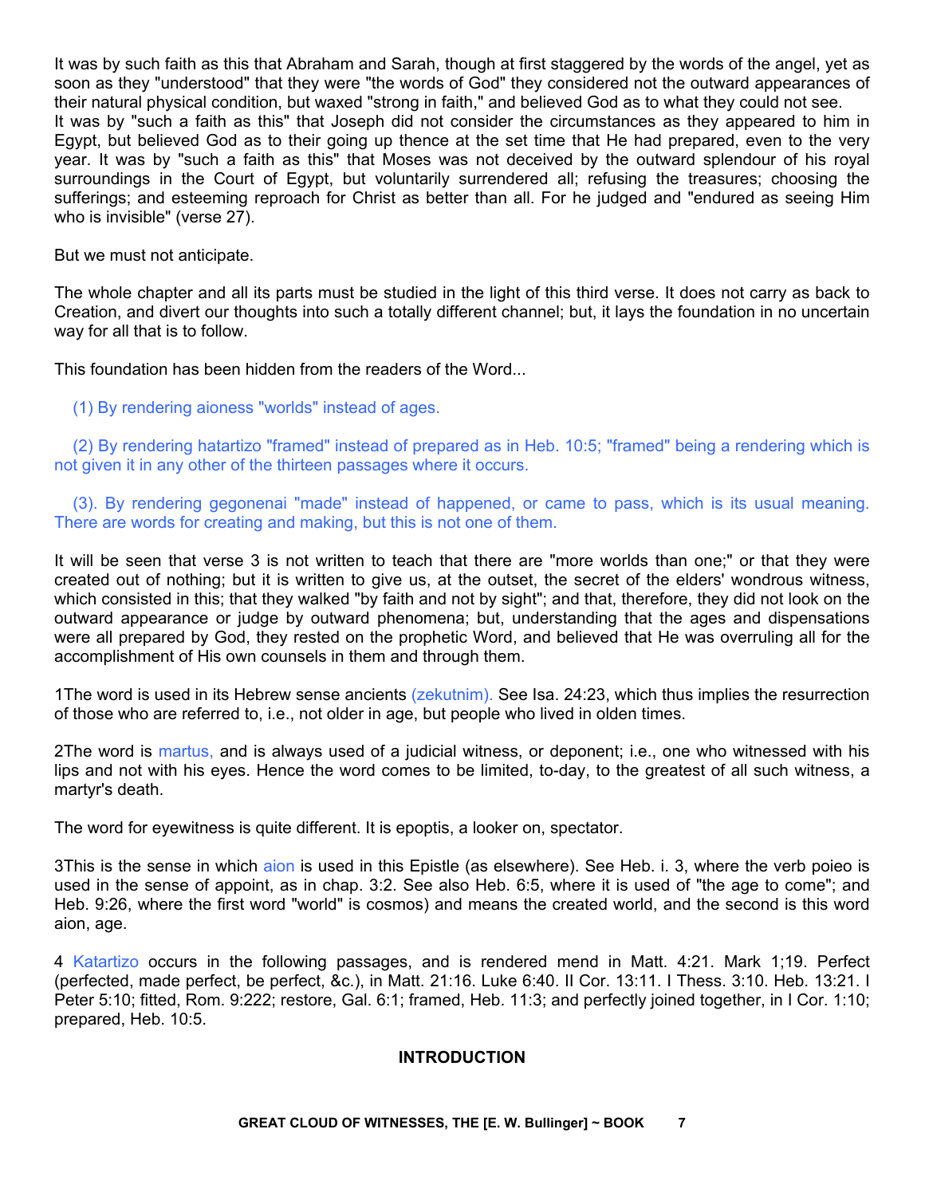It was by such faith as this that Abraham and Sarah, though at first staggered by the words of the angel, yet as soon as they "understood" that they were "the words of God" they considered not the outward appearances of their natural physical condition, but waxed "strong in faith," and believed God as to what they could not see.
It was by "such a faith as this" that Joseph did not consider the circumstances as they appeared to him in Egypt, but believed God as to their going up thence at the set time that He had prepared, even to the very year. It was by "such a faith as this" that Moses was not deceived by the outward splendour of his royal surroundings in the Court of Egypt, but voluntarily surrendered all; refusing the treasures; choosing the sufferings; and esteeming reproach for Christ as better than all. For he judged and "endured as seeing Him who is invisible" (verse 27).

But we must not anticipate.

The whole chapter and all its parts must be studied in the light of this third verse. It does not carry as back to Creation, and divert our thoughts into such a totally different channel; but, it lays the foundation in no uncertain way for all that is to follow.

This foundation has been hidden from the readers of the Word...

(1) By rendering aioness "worlds" instead of ages.

(2) By rendering hatartizo "framed" instead of prepared as in Heb. 10:5; "framed" being a rendering which is not given it in any other of the thirteen passages where it occurs.

(3). By rendering gegonenai "made" instead of happened, or came to pass, which is its usual meaning. There are words for creating and making, but this is not one of them.

It will be seen that verse 3 is not written to teach that there are "more worlds than one;" or that they were created out of nothing; but it is written to give us, at the outset, the secret of the elders' wondrous witness, which consisted in this; that they walked "by faith and not by sight"; and that, therefore, they did not look on the outward appearance or judge by outward phenomena; but, understanding that the ages and dispensations were all prepared by God, they rested on the prophetic Word, and believed that He was overruling all for the accomplishment of His own counsels in them and through them.

1The word is used in its Hebrew sense ancients (zekutnim). See Isa. 24:23, which thus implies the resurrection of those who are referred to, i.e., not older in age, but people who lived in olden times.

2The word is martus, and is always used of a judicial witness, or deponent; i.e., one who witnessed with his lips and not with his eyes. Hence the word comes to be limited, to-day, to the greatest of all such witness, a martyr's death.

The word for eyewitness is quite different. It is epoptis, a looker on, spectator.

3This is the sense in which aion is used in this Epistle (as elsewhere). See Heb. i. 3, where the verb poieo is used in the sense of appoint, as in chap. 3:2. See also Heb. 6:5, where it is used of "the age to come"; and Heb. 9:26, where the first word "world" is cosmos) and means the created world, and the second is this word aion, age.

4 Katartizo occurs in the following passages, and is rendered mend in Matt. 4:21. Mark 1;19. Perfect (perfected, made perfect, be perfect, &c.), in Matt. 21:16. Luke 6:40. II Cor. 13:11. I Thess. 3:10. Heb. 13:21. I Peter 5:10; fitted, Rom. 9:222; restore, Gal. 6:1; framed, Heb. 11:3; and perfectly joined together, in I Cor. 1:10; prepared, Heb. 10:5.

**INTRODUCTION**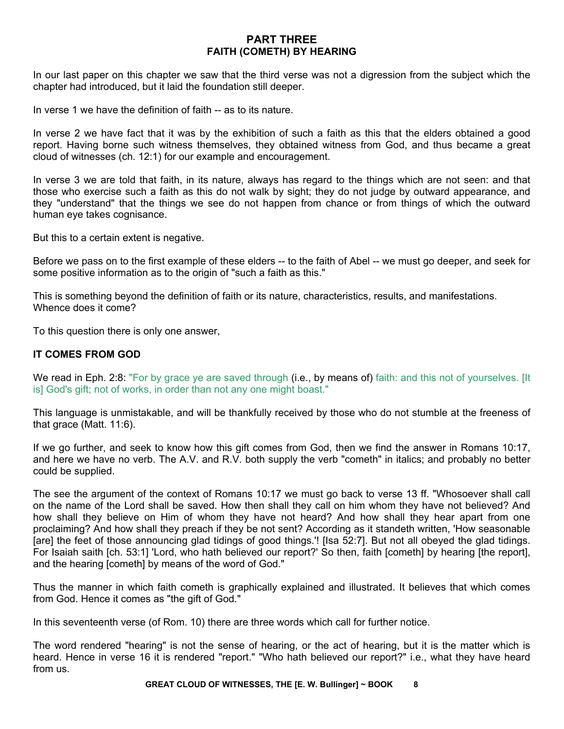## PART THREE
## FAITH (COMETH) BY HEARING

In our last paper on this chapter we saw that the third verse was not a digression from the subject which the chapter had introduced, but it laid the foundation still deeper.

In verse 1 we have the definition of faith -- as to its nature.

In verse 2 we have fact that it was by the exhibition of such a faith as this that the elders obtained a good report. Having borne such witness themselves, they obtained witness from God, and thus became a great cloud of witnesses (ch. 12:1) for our example and encouragement.

In verse 3 we are told that faith, in its nature, always has regard to the things which are not seen: and that those who exercise such a faith as this do not walk by sight; they do not judge by outward appearance, and they "understand" that the things we see do not happen from chance or from things of which the outward human eye takes cognisance.

But this to a certain extent is negative.

Before we pass on to the first example of these elders -- to the faith of Abel -- we must go deeper, and seek for some positive information as to the origin of "such a faith as this."

This is something beyond the definition of faith or its nature, characteristics, results, and manifestations. Whence does it come?

To this question there is only one answer,

### IT COMES FROM GOD

We read in Eph. 2:8: "For by grace ye are saved through (i.e., by means of) faith: and this not of yourselves. [It is] God's gift; not of works, in order than not any one might boast."

This language is unmistakable, and will be thankfully received by those who do not stumble at the freeness of that grace (Matt. 11:6).

If we go further, and seek to know how this gift comes from God, then we find the answer in Romans 10:17, and here we have no verb. The A.V. and R.V. both supply the verb "cometh" in italics; and probably no better could be supplied.

The see the argument of the context of Romans 10:17 we must go back to verse 13 ff. "Whosoever shall call on the name of the Lord shall be saved. How then shall they call on him whom they have not believed? And how shall they believe on Him of whom they have not heard? And how shall they hear apart from one proclaiming? And how shall they preach if they be not sent? According as it standeth written, 'How seasonable [are] the feet of those announcing glad tidings of good things.'! [Isa 52:7]. But not all obeyed the glad tidings. For Isaiah saith [ch. 53:1] 'Lord, who hath believed our report?' So then, faith [cometh] by hearing [the report], and the hearing [cometh] by means of the word of God."

Thus the manner in which faith cometh is graphically explained and illustrated. It believes that which comes from God. Hence it comes as "the gift of God."

In this seventeenth verse (of Rom. 10) there are three words which call for further notice.

The word rendered "hearing" is not the sense of hearing, or the act of hearing, but it is the matter which is heard. Hence in verse 16 it is rendered "report." "Who hath believed our report?" i.e., what they have heard from us.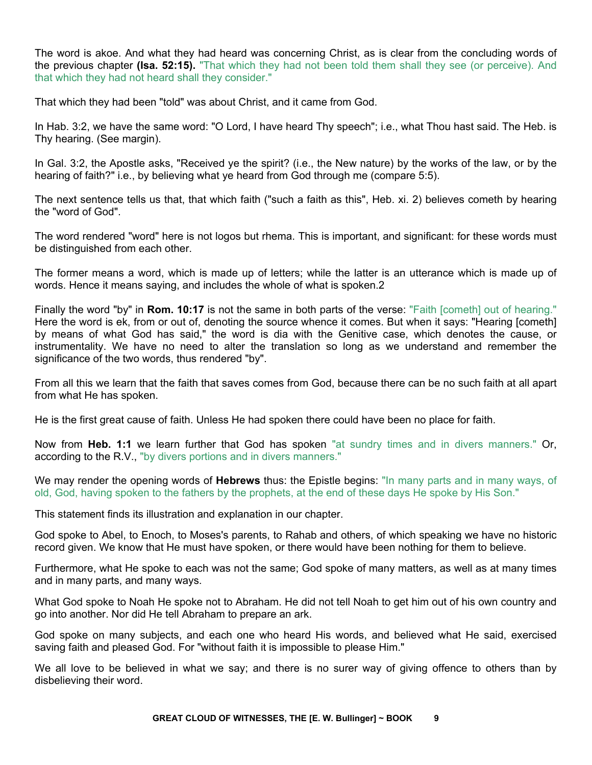The word is akoe. And what they had heard was concerning Christ, as is clear from the concluding words of the previous chapter **(Isa. 52:15).** "That which they had not been told them shall they see (or perceive). And that which they had not heard shall they consider."

That which they had been "told" was about Christ, and it came from God.

In Hab. 3:2, we have the same word: "O Lord, I have heard Thy speech"; i.e., what Thou hast said. The Heb. is Thy hearing. (See margin).

In Gal. 3:2, the Apostle asks, "Received ye the spirit? (i.e., the New nature) by the works of the law, or by the hearing of faith?" i.e., by believing what ye heard from God through me (compare 5:5).

The next sentence tells us that, that which faith ("such a faith as this", Heb. xi. 2) believes cometh by hearing the "word of God".

The word rendered "word" here is not logos but rhema. This is important, and significant: for these words must be distinguished from each other.

The former means a word, which is made up of letters; while the latter is an utterance which is made up of words. Hence it means saying, and includes the whole of what is spoken.2

Finally the word "by" in **Rom. 10:17** is not the same in both parts of the verse: "Faith [cometh] out of hearing." Here the word is ek, from or out of, denoting the source whence it comes. But when it says: "Hearing [cometh] by means of what God has said," the word is dia with the Genitive case, which denotes the cause, or instrumentality. We have no need to alter the translation so long as we understand and remember the significance of the two words, thus rendered "by".

From all this we learn that the faith that saves comes from God, because there can be no such faith at all apart from what He has spoken.

He is the first great cause of faith. Unless He had spoken there could have been no place for faith.

Now from **Heb. 1:1** we learn further that God has spoken "at sundry times and in divers manners." Or, according to the R.V., "by divers portions and in divers manners."

We may render the opening words of **Hebrews** thus: the Epistle begins: "In many parts and in many ways, of old, God, having spoken to the fathers by the prophets, at the end of these days He spoke by His Son."

This statement finds its illustration and explanation in our chapter.

God spoke to Abel, to Enoch, to Moses's parents, to Rahab and others, of which speaking we have no historic record given. We know that He must have spoken, or there would have been nothing for them to believe.

Furthermore, what He spoke to each was not the same; God spoke of many matters, as well as at many times and in many parts, and many ways.

What God spoke to Noah He spoke not to Abraham. He did not tell Noah to get him out of his own country and go into another. Nor did He tell Abraham to prepare an ark.

God spoke on many subjects, and each one who heard His words, and believed what He said, exercised saving faith and pleased God. For "without faith it is impossible to please Him."

We all love to be believed in what we say; and there is no surer way of giving offence to others than by disbelieving their word.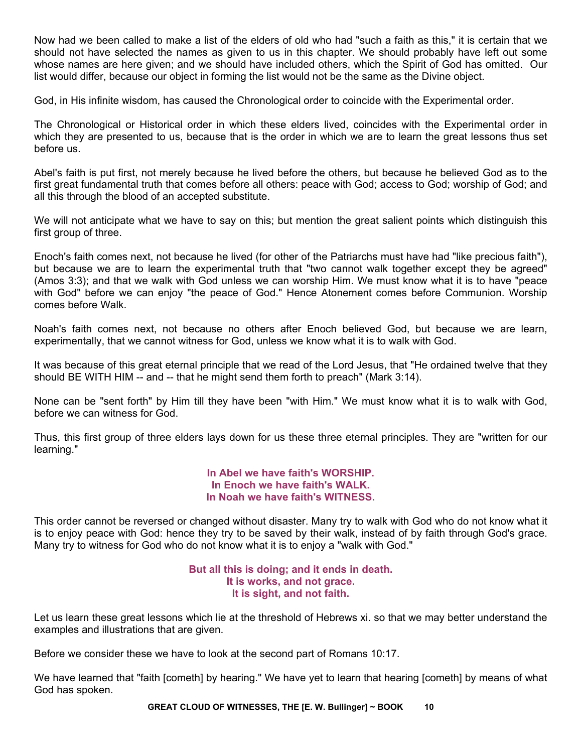Now had we been called to make a list of the elders of old who had "such a faith as this," it is certain that we should not have selected the names as given to us in this chapter. We should probably have left out some whose names are here given; and we should have included others, which the Spirit of God has omitted. Our list would differ, because our object in forming the list would not be the same as the Divine object.

God, in His infinite wisdom, has caused the Chronological order to coincide with the Experimental order.

The Chronological or Historical order in which these elders lived, coincides with the Experimental order in which they are presented to us, because that is the order in which we are to learn the great lessons thus set before us.

Abel's faith is put first, not merely because he lived before the others, but because he believed God as to the first great fundamental truth that comes before all others: peace with God; access to God; worship of God; and all this through the blood of an accepted substitute.

We will not anticipate what we have to say on this; but mention the great salient points which distinguish this first group of three.

Enoch's faith comes next, not because he lived (for other of the Patriarchs must have had "like precious faith"), but because we are to learn the experimental truth that "two cannot walk together except they be agreed" (Amos 3:3); and that we walk with God unless we can worship Him. We must know what it is to have "peace with God" before we can enjoy "the peace of God." Hence Atonement comes before Communion. Worship comes before Walk.

Noah's faith comes next, not because no others after Enoch believed God, but because we are learn, experimentally, that we cannot witness for God, unless we know what it is to walk with God.

It was because of this great eternal principle that we read of the Lord Jesus, that "He ordained twelve that they should BE WITH HIM -- and -- that he might send them forth to preach" (Mark 3:14).

None can be "sent forth" by Him till they have been "with Him." We must know what it is to walk with God, before we can witness for God.

Thus, this first group of three elders lays down for us these three eternal principles. They are "written for our learning."

**In Abel we have faith's WORSHIP.**
**In Enoch we have faith's WALK.**
**In Noah we have faith's WITNESS.**

This order cannot be reversed or changed without disaster. Many try to walk with God who do not know what it is to enjoy peace with God: hence they try to be saved by their walk, instead of by faith through God's grace. Many try to witness for God who do not know what it is to enjoy a "walk with God."

**But all this is doing; and it ends in death.**
**It is works, and not grace.**
**It is sight, and not faith.**

Let us learn these great lessons which lie at the threshold of Hebrews xi. so that we may better understand the examples and illustrations that are given.

Before we consider these we have to look at the second part of Romans 10:17.

We have learned that "faith [cometh] by hearing." We have yet to learn that hearing [cometh] by means of what God has spoken.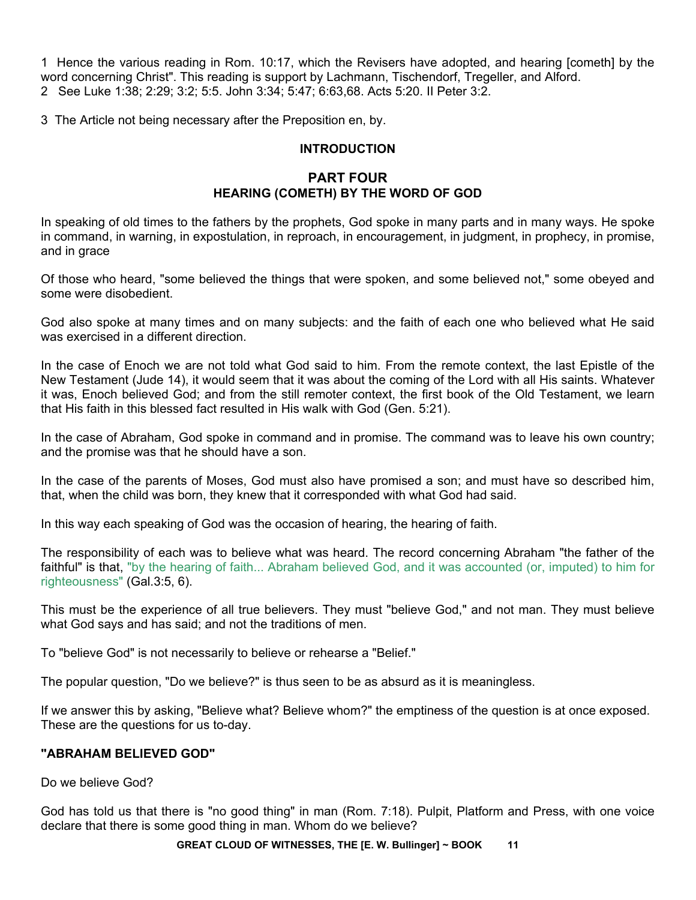1 Hence the various reading in Rom. 10:17, which the Revisers have adopted, and hearing [cometh] by the word concerning Christ". This reading is support by Lachmann, Tischendorf, Tregeller, and Alford.
2 See Luke 1:38; 2:29; 3:2; 5:5. John 3:34; 5:47; 6:63,68. Acts 5:20. II Peter 3:2.

3 The Article not being necessary after the Preposition en, by.

**INTRODUCTION**

## PART FOUR
## HEARING (COMETH) BY THE WORD OF GOD

In speaking of old times to the fathers by the prophets, God spoke in many parts and in many ways. He spoke in command, in warning, in expostulation, in reproach, in encouragement, in judgment, in prophecy, in promise, and in grace

Of those who heard, "some believed the things that were spoken, and some believed not," some obeyed and some were disobedient.

God also spoke at many times and on many subjects: and the faith of each one who believed what He said was exercised in a different direction.

In the case of Enoch we are not told what God said to him. From the remote context, the last Epistle of the New Testament (Jude 14), it would seem that it was about the coming of the Lord with all His saints. Whatever it was, Enoch believed God; and from the still remoter context, the first book of the Old Testament, we learn that His faith in this blessed fact resulted in His walk with God (Gen. 5:21).

In the case of Abraham, God spoke in command and in promise. The command was to leave his own country; and the promise was that he should have a son.

In the case of the parents of Moses, God must also have promised a son; and must have so described him, that, when the child was born, they knew that it corresponded with what God had said.

In this way each speaking of God was the occasion of hearing, the hearing of faith.

The responsibility of each was to believe what was heard. The record concerning Abraham "the father of the faithful" is that, "by the hearing of faith... Abraham believed God, and it was accounted (or, imputed) to him for righteousness" (Gal.3:5, 6).

This must be the experience of all true believers. They must "believe God," and not man. They must believe what God says and has said; and not the traditions of men.

To "believe God" is not necessarily to believe or rehearse a "Belief."

The popular question, "Do we believe?" is thus seen to be as absurd as it is meaningless.

If we answer this by asking, "Believe what? Believe whom?" the emptiness of the question is at once exposed. These are the questions for us to-day.

### "ABRAHAM BELIEVED GOD"

Do we believe God?

God has told us that there is "no good thing" in man (Rom. 7:18). Pulpit, Platform and Press, with one voice declare that there is some good thing in man. Whom do we believe?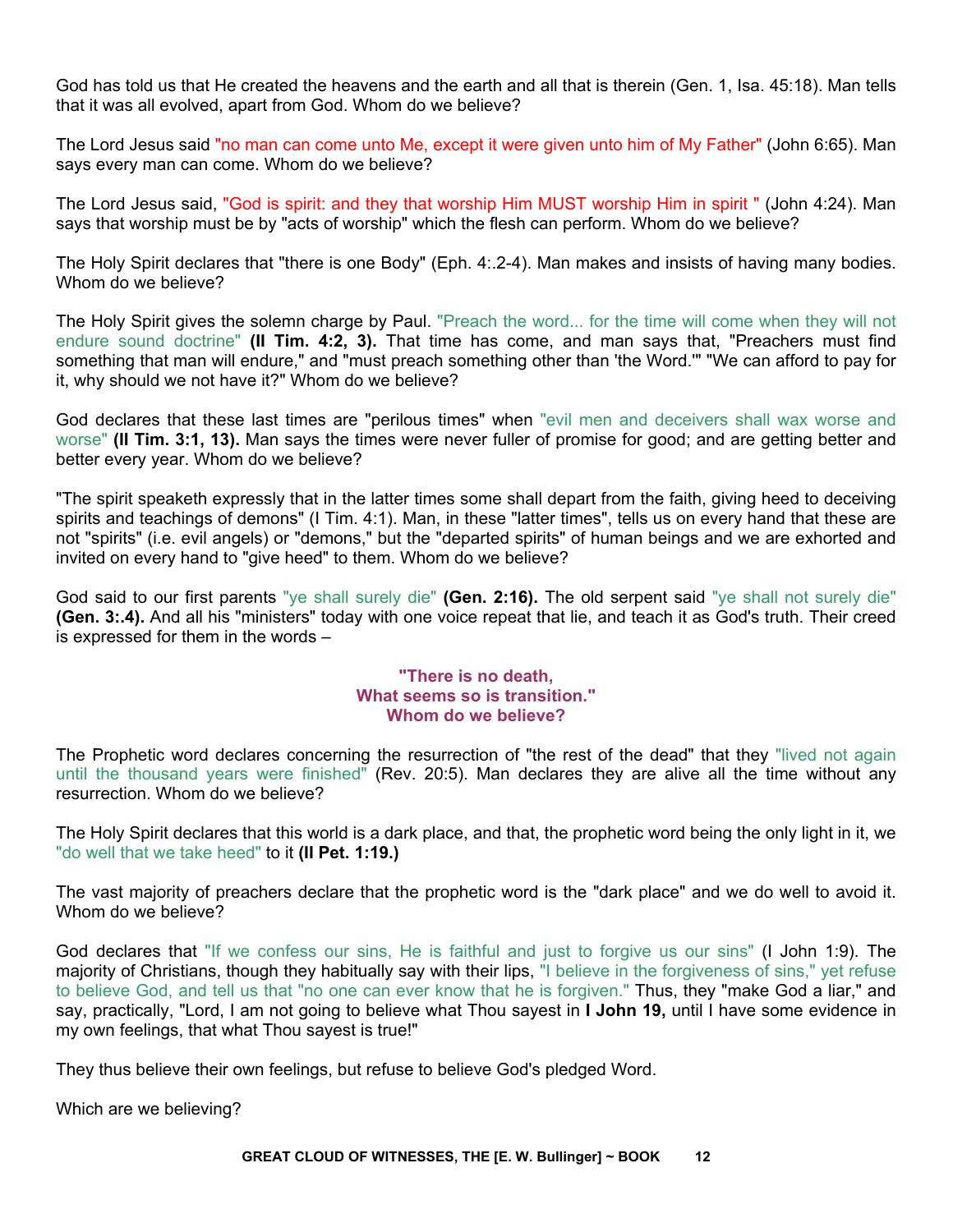God has told us that He created the heavens and the earth and all that is therein (Gen. 1, Isa. 45:18). Man tells that it was all evolved, apart from God. Whom do we believe?

The Lord Jesus said "no man can come unto Me, except it were given unto him of My Father" (John 6:65). Man says every man can come. Whom do we believe?

The Lord Jesus said, "God is spirit: and they that worship Him MUST worship Him in spirit " (John 4:24). Man says that worship must be by "acts of worship" which the flesh can perform. Whom do we believe?

The Holy Spirit declares that "there is one Body" (Eph. 4:.2-4). Man makes and insists of having many bodies. Whom do we believe?

The Holy Spirit gives the solemn charge by Paul. "Preach the word... for the time will come when they will not endure sound doctrine" **(II Tim. 4:2, 3).** That time has come, and man says that, "Preachers must find something that man will endure," and "must preach something other than 'the Word.'" "We can afford to pay for it, why should we not have it?" Whom do we believe?

God declares that these last times are "perilous times" when "evil men and deceivers shall wax worse and worse" **(II Tim. 3:1, 13).** Man says the times were never fuller of promise for good; and are getting better and better every year. Whom do we believe?

"The spirit speaketh expressly that in the latter times some shall depart from the faith, giving heed to deceiving spirits and teachings of demons" (I Tim. 4:1). Man, in these "latter times", tells us on every hand that these are not "spirits" (i.e. evil angels) or "demons," but the "departed spirits" of human beings and we are exhorted and invited on every hand to "give heed" to them. Whom do we believe?

God said to our first parents "ye shall surely die" **(Gen. 2:16).** The old serpent said "ye shall not surely die" **(Gen. 3:.4).** And all his "ministers" today with one voice repeat that lie, and teach it as God's truth. Their creed is expressed for them in the words –

**"There is no death,**
**What seems so is transition."**
**Whom do we believe?**

The Prophetic word declares concerning the resurrection of "the rest of the dead" that they "lived not again until the thousand years were finished" (Rev. 20:5). Man declares they are alive all the time without any resurrection. Whom do we believe?

The Holy Spirit declares that this world is a dark place, and that, the prophetic word being the only light in it, we "do well that we take heed" to it **(II Pet. 1:19.)**

The vast majority of preachers declare that the prophetic word is the "dark place" and we do well to avoid it. Whom do we believe?

God declares that "If we confess our sins, He is faithful and just to forgive us our sins" (I John 1:9). The majority of Christians, though they habitually say with their lips, "I believe in the forgiveness of sins," yet refuse to believe God, and tell us that "no one can ever know that he is forgiven." Thus, they "make God a liar," and say, practically, "Lord, I am not going to believe what Thou sayest in **I John 19,** until I have some evidence in my own feelings, that what Thou sayest is true!"

They thus believe their own feelings, but refuse to believe God's pledged Word.

Which are we believing?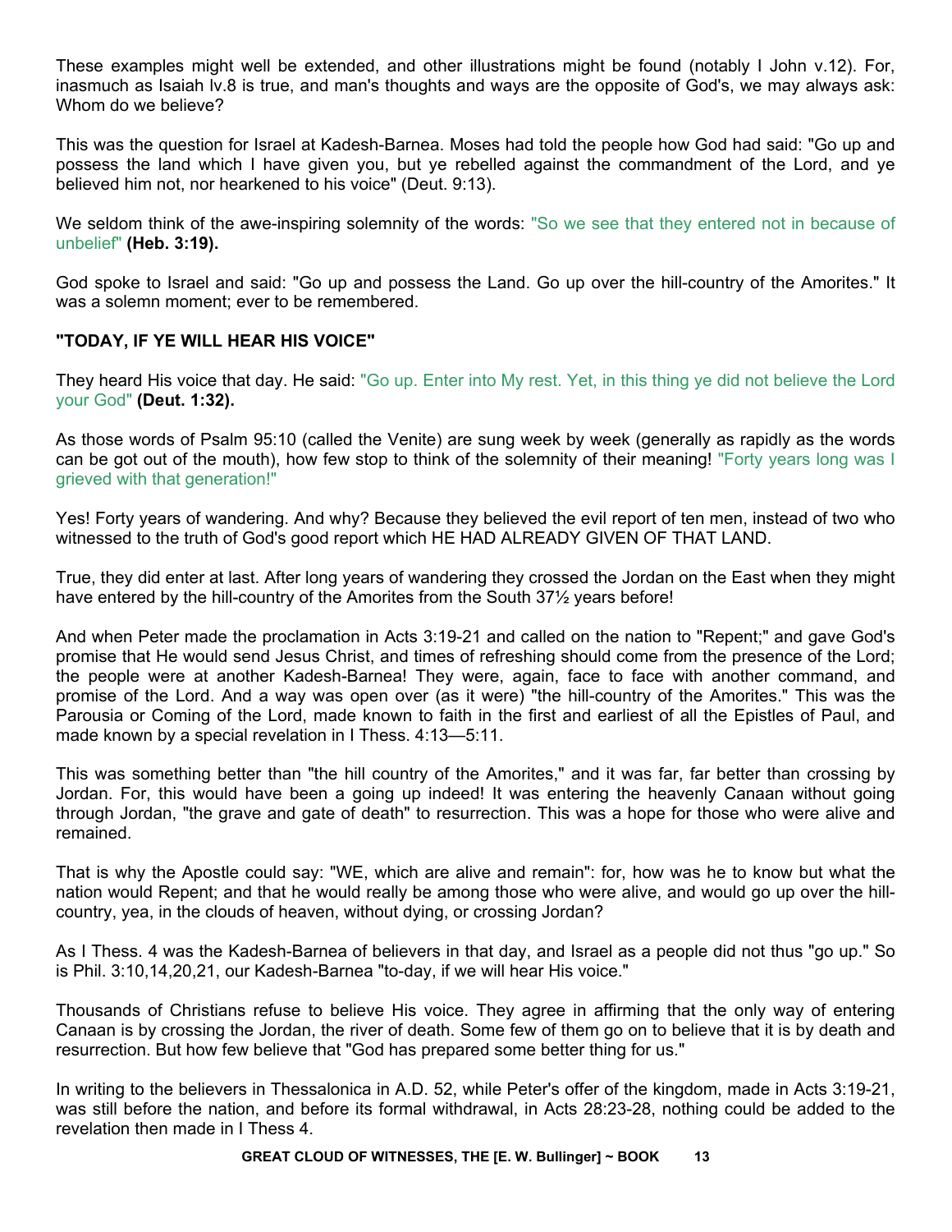These examples might well be extended, and other illustrations might be found (notably I John v.12). For, inasmuch as Isaiah lv.8 is true, and man's thoughts and ways are the opposite of God's, we may always ask: Whom do we believe?

This was the question for Israel at Kadesh-Barnea. Moses had told the people how God had said: "Go up and possess the land which I have given you, but ye rebelled against the commandment of the Lord, and ye believed him not, nor hearkened to his voice" (Deut. 9:13).

We seldom think of the awe-inspiring solemnity of the words: "So we see that they entered not in because of unbelief" **(Heb. 3:19).**

God spoke to Israel and said: "Go up and possess the Land. Go up over the hill-country of the Amorites." It was a solemn moment; ever to be remembered.

**"TODAY, IF YE WILL HEAR HIS VOICE"**

They heard His voice that day. He said: "Go up. Enter into My rest. Yet, in this thing ye did not believe the Lord your God" **(Deut. 1:32).**

As those words of Psalm 95:10 (called the Venite) are sung week by week (generally as rapidly as the words can be got out of the mouth), how few stop to think of the solemnity of their meaning! "Forty years long was I grieved with that generation!"

Yes! Forty years of wandering. And why? Because they believed the evil report of ten men, instead of two who witnessed to the truth of God's good report which HE HAD ALREADY GIVEN OF THAT LAND.

True, they did enter at last. After long years of wandering they crossed the Jordan on the East when they might have entered by the hill-country of the Amorites from the South 37½ years before!

And when Peter made the proclamation in Acts 3:19-21 and called on the nation to "Repent;" and gave God's promise that He would send Jesus Christ, and times of refreshing should come from the presence of the Lord; the people were at another Kadesh-Barnea! They were, again, face to face with another command, and promise of the Lord. And a way was open over (as it were) "the hill-country of the Amorites." This was the Parousia or Coming of the Lord, made known to faith in the first and earliest of all the Epistles of Paul, and made known by a special revelation in I Thess. 4:13—5:11.

This was something better than "the hill country of the Amorites," and it was far, far better than crossing by Jordan. For, this would have been a going up indeed! It was entering the heavenly Canaan without going through Jordan, "the grave and gate of death" to resurrection. This was a hope for those who were alive and remained.

That is why the Apostle could say: "WE, which are alive and remain": for, how was he to know but what the nation would Repent; and that he would really be among those who were alive, and would go up over the hill-country, yea, in the clouds of heaven, without dying, or crossing Jordan?

As I Thess. 4 was the Kadesh-Barnea of believers in that day, and Israel as a people did not thus "go up." So is Phil. 3:10,14,20,21, our Kadesh-Barnea "to-day, if we will hear His voice."

Thousands of Christians refuse to believe His voice. They agree in affirming that the only way of entering Canaan is by crossing the Jordan, the river of death. Some few of them go on to believe that it is by death and resurrection. But how few believe that "God has prepared some better thing for us."

In writing to the believers in Thessalonica in A.D. 52, while Peter's offer of the kingdom, made in Acts 3:19-21, was still before the nation, and before its formal withdrawal, in Acts 28:23-28, nothing could be added to the revelation then made in I Thess 4.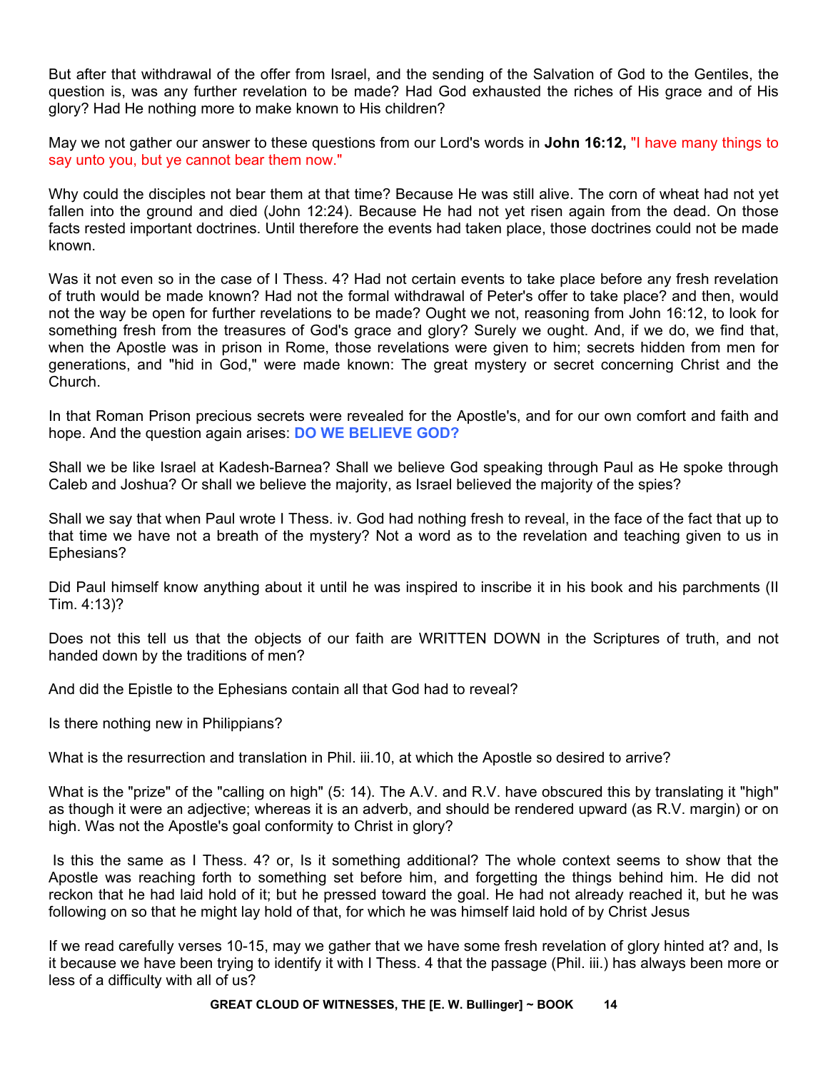But after that withdrawal of the offer from Israel, and the sending of the Salvation of God to the Gentiles, the question is, was any further revelation to be made? Had God exhausted the riches of His grace and of His glory? Had He nothing more to make known to His children?

May we not gather our answer to these questions from our Lord's words in **John 16:12,** "I have many things to say unto you, but ye cannot bear them now."

Why could the disciples not bear them at that time? Because He was still alive. The corn of wheat had not yet fallen into the ground and died (John 12:24). Because He had not yet risen again from the dead. On those facts rested important doctrines. Until therefore the events had taken place, those doctrines could not be made known.

Was it not even so in the case of I Thess. 4? Had not certain events to take place before any fresh revelation of truth would be made known? Had not the formal withdrawal of Peter's offer to take place? and then, would not the way be open for further revelations to be made? Ought we not, reasoning from John 16:12, to look for something fresh from the treasures of God's grace and glory? Surely we ought. And, if we do, we find that, when the Apostle was in prison in Rome, those revelations were given to him; secrets hidden from men for generations, and "hid in God," were made known: The great mystery or secret concerning Christ and the Church.

In that Roman Prison precious secrets were revealed for the Apostle's, and for our own comfort and faith and hope. And the question again arises: **DO WE BELIEVE GOD?**

Shall we be like Israel at Kadesh-Barnea? Shall we believe God speaking through Paul as He spoke through Caleb and Joshua? Or shall we believe the majority, as Israel believed the majority of the spies?

Shall we say that when Paul wrote I Thess. iv. God had nothing fresh to reveal, in the face of the fact that up to that time we have not a breath of the mystery? Not a word as to the revelation and teaching given to us in Ephesians?

Did Paul himself know anything about it until he was inspired to inscribe it in his book and his parchments (II Tim. 4:13)?

Does not this tell us that the objects of our faith are WRITTEN DOWN in the Scriptures of truth, and not handed down by the traditions of men?

And did the Epistle to the Ephesians contain all that God had to reveal?

Is there nothing new in Philippians?

What is the resurrection and translation in Phil. iii.10, at which the Apostle so desired to arrive?

What is the "prize" of the "calling on high" (5: 14). The A.V. and R.V. have obscured this by translating it "high" as though it were an adjective; whereas it is an adverb, and should be rendered upward (as R.V. margin) or on high. Was not the Apostle's goal conformity to Christ in glory?

Is this the same as I Thess. 4? or, Is it something additional? The whole context seems to show that the Apostle was reaching forth to something set before him, and forgetting the things behind him. He did not reckon that he had laid hold of it; but he pressed toward the goal. He had not already reached it, but he was following on so that he might lay hold of that, for which he was himself laid hold of by Christ Jesus

If we read carefully verses 10-15, may we gather that we have some fresh revelation of glory hinted at? and, Is it because we have been trying to identify it with I Thess. 4 that the passage (Phil. iii.) has always been more or less of a difficulty with all of us?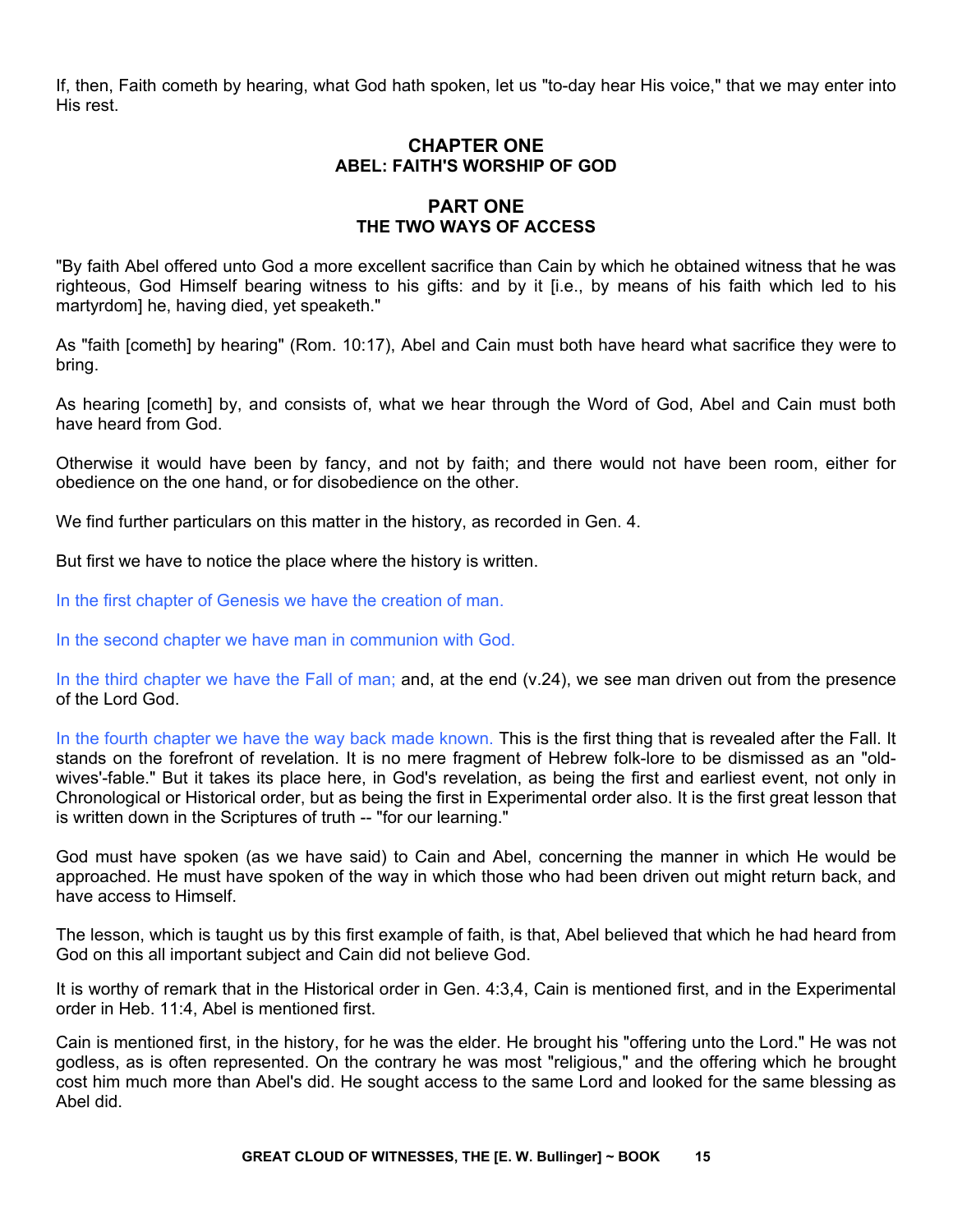If, then, Faith cometh by hearing, what God hath spoken, let us "to-day hear His voice," that we may enter into His rest.

## CHAPTER ONE
## ABEL: FAITH'S WORSHIP OF GOD

### PART ONE
### THE TWO WAYS OF ACCESS

"By faith Abel offered unto God a more excellent sacrifice than Cain by which he obtained witness that he was righteous, God Himself bearing witness to his gifts: and by it [i.e., by means of his faith which led to his martyrdom] he, having died, yet speaketh."

As "faith [cometh] by hearing" (Rom. 10:17), Abel and Cain must both have heard what sacrifice they were to bring.

As hearing [cometh] by, and consists of, what we hear through the Word of God, Abel and Cain must both have heard from God.

Otherwise it would have been by fancy, and not by faith; and there would not have been room, either for obedience on the one hand, or for disobedience on the other.

We find further particulars on this matter in the history, as recorded in Gen. 4.

But first we have to notice the place where the history is written.

In the first chapter of Genesis we have the creation of man.

In the second chapter we have man in communion with God.

In the third chapter we have the Fall of man; and, at the end (v.24), we see man driven out from the presence of the Lord God.

In the fourth chapter we have the way back made known. This is the first thing that is revealed after the Fall. It stands on the forefront of revelation. It is no mere fragment of Hebrew folk-lore to be dismissed as an "old-wives'-fable." But it takes its place here, in God's revelation, as being the first and earliest event, not only in Chronological or Historical order, but as being the first in Experimental order also. It is the first great lesson that is written down in the Scriptures of truth -- "for our learning."

God must have spoken (as we have said) to Cain and Abel, concerning the manner in which He would be approached. He must have spoken of the way in which those who had been driven out might return back, and have access to Himself.

The lesson, which is taught us by this first example of faith, is that, Abel believed that which he had heard from God on this all important subject and Cain did not believe God.

It is worthy of remark that in the Historical order in Gen. 4:3,4, Cain is mentioned first, and in the Experimental order in Heb. 11:4, Abel is mentioned first.

Cain is mentioned first, in the history, for he was the elder. He brought his "offering unto the Lord." He was not godless, as is often represented. On the contrary he was most "religious," and the offering which he brought cost him much more than Abel's did. He sought access to the same Lord and looked for the same blessing as Abel did.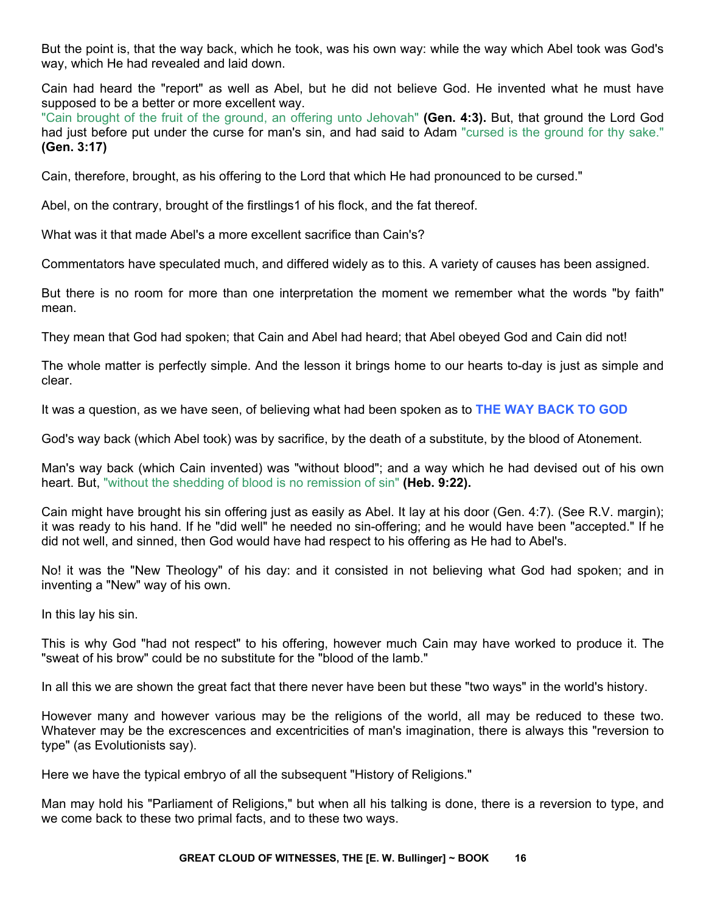But the point is, that the way back, which he took, was his own way: while the way which Abel took was God's way, which He had revealed and laid down.

Cain had heard the "report" as well as Abel, but he did not believe God. He invented what he must have supposed to be a better or more excellent way.
"Cain brought of the fruit of the ground, an offering unto Jehovah" **(Gen. 4:3).** But, that ground the Lord God had just before put under the curse for man's sin, and had said to Adam "cursed is the ground for thy sake." **(Gen. 3:17)**

Cain, therefore, brought, as his offering to the Lord that which He had pronounced to be cursed."

Abel, on the contrary, brought of the firstlings1 of his flock, and the fat thereof.

What was it that made Abel's a more excellent sacrifice than Cain's?

Commentators have speculated much, and differed widely as to this. A variety of causes has been assigned.

But there is no room for more than one interpretation the moment we remember what the words "by faith" mean.

They mean that God had spoken; that Cain and Abel had heard; that Abel obeyed God and Cain did not!

The whole matter is perfectly simple. And the lesson it brings home to our hearts to-day is just as simple and clear.

It was a question, as we have seen, of believing what had been spoken as to **THE WAY BACK TO GOD**

God's way back (which Abel took) was by sacrifice, by the death of a substitute, by the blood of Atonement.

Man's way back (which Cain invented) was "without blood"; and a way which he had devised out of his own heart. But, "without the shedding of blood is no remission of sin" **(Heb. 9:22).**

Cain might have brought his sin offering just as easily as Abel. It lay at his door (Gen. 4:7). (See R.V. margin); it was ready to his hand. If he "did well" he needed no sin-offering; and he would have been "accepted." If he did not well, and sinned, then God would have had respect to his offering as He had to Abel's.

No! it was the "New Theology" of his day: and it consisted in not believing what God had spoken; and in inventing a "New" way of his own.

In this lay his sin.

This is why God "had not respect" to his offering, however much Cain may have worked to produce it. The "sweat of his brow" could be no substitute for the "blood of the lamb."

In all this we are shown the great fact that there never have been but these "two ways" in the world's history.

However many and however various may be the religions of the world, all may be reduced to these two. Whatever may be the excrescences and excentricities of man's imagination, there is always this "reversion to type" (as Evolutionists say).

Here we have the typical embryo of all the subsequent "History of Religions."

Man may hold his "Parliament of Religions," but when all his talking is done, there is a reversion to type, and we come back to these two primal facts, and to these two ways.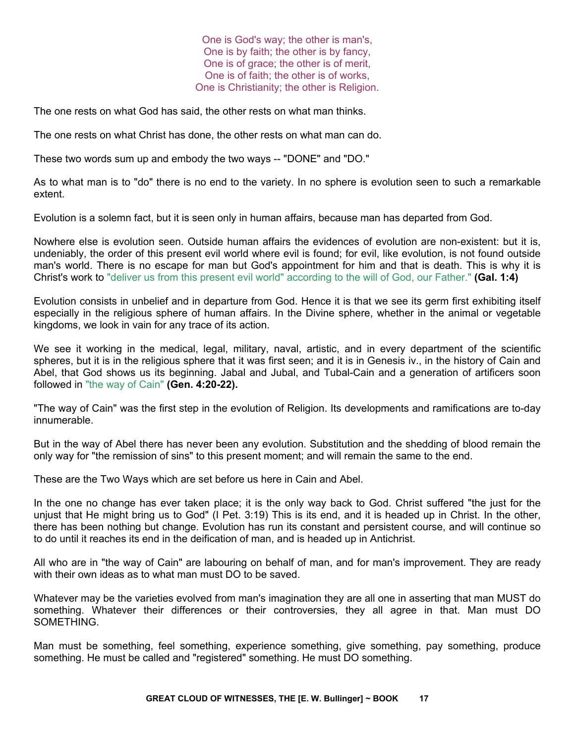One is God's way; the other is man's,  
One is by faith; the other is by fancy,  
One is of grace; the other is of merit,  
One is of faith; the other is of works,  
One is Christianity; the other is Religion.

The one rests on what God has said, the other rests on what man thinks.

The one rests on what Christ has done, the other rests on what man can do.

These two words sum up and embody the two ways -- "DONE" and "DO."

As to what man is to "do" there is no end to the variety. In no sphere is evolution seen to such a remarkable extent.

Evolution is a solemn fact, but it is seen only in human affairs, because man has departed from God.

Nowhere else is evolution seen. Outside human affairs the evidences of evolution are non-existent: but it is, undeniably, the order of this present evil world where evil is found; for evil, like evolution, is not found outside man's world. There is no escape for man but God's appointment for him and that is death. This is why it is Christ's work to "deliver us from this present evil world" according to the will of God, our Father." **(Gal. 1:4)**

Evolution consists in unbelief and in departure from God. Hence it is that we see its germ first exhibiting itself especially in the religious sphere of human affairs. In the Divine sphere, whether in the animal or vegetable kingdoms, we look in vain for any trace of its action.

We see it working in the medical, legal, military, naval, artistic, and in every department of the scientific spheres, but it is in the religious sphere that it was first seen; and it is in Genesis iv., in the history of Cain and Abel, that God shows us its beginning. Jabal and Jubal, and Tubal-Cain and a generation of artificers soon followed in "the way of Cain" **(Gen. 4:20-22).**

"The way of Cain" was the first step in the evolution of Religion. Its developments and ramifications are to-day innumerable.

But in the way of Abel there has never been any evolution. Substitution and the shedding of blood remain the only way for "the remission of sins" to this present moment; and will remain the same to the end.

These are the Two Ways which are set before us here in Cain and Abel.

In the one no change has ever taken place; it is the only way back to God. Christ suffered "the just for the unjust that He might bring us to God" (I Pet. 3:19) This is its end, and it is headed up in Christ. In the other, there has been nothing but change. Evolution has run its constant and persistent course, and will continue so to do until it reaches its end in the deification of man, and is headed up in Antichrist.

All who are in "the way of Cain" are labouring on behalf of man, and for man's improvement. They are ready with their own ideas as to what man must DO to be saved.

Whatever may be the varieties evolved from man's imagination they are all one in asserting that man MUST do something. Whatever their differences or their controversies, they all agree in that. Man must DO SOMETHING.

Man must be something, feel something, experience something, give something, pay something, produce something. He must be called and "registered" something. He must DO something.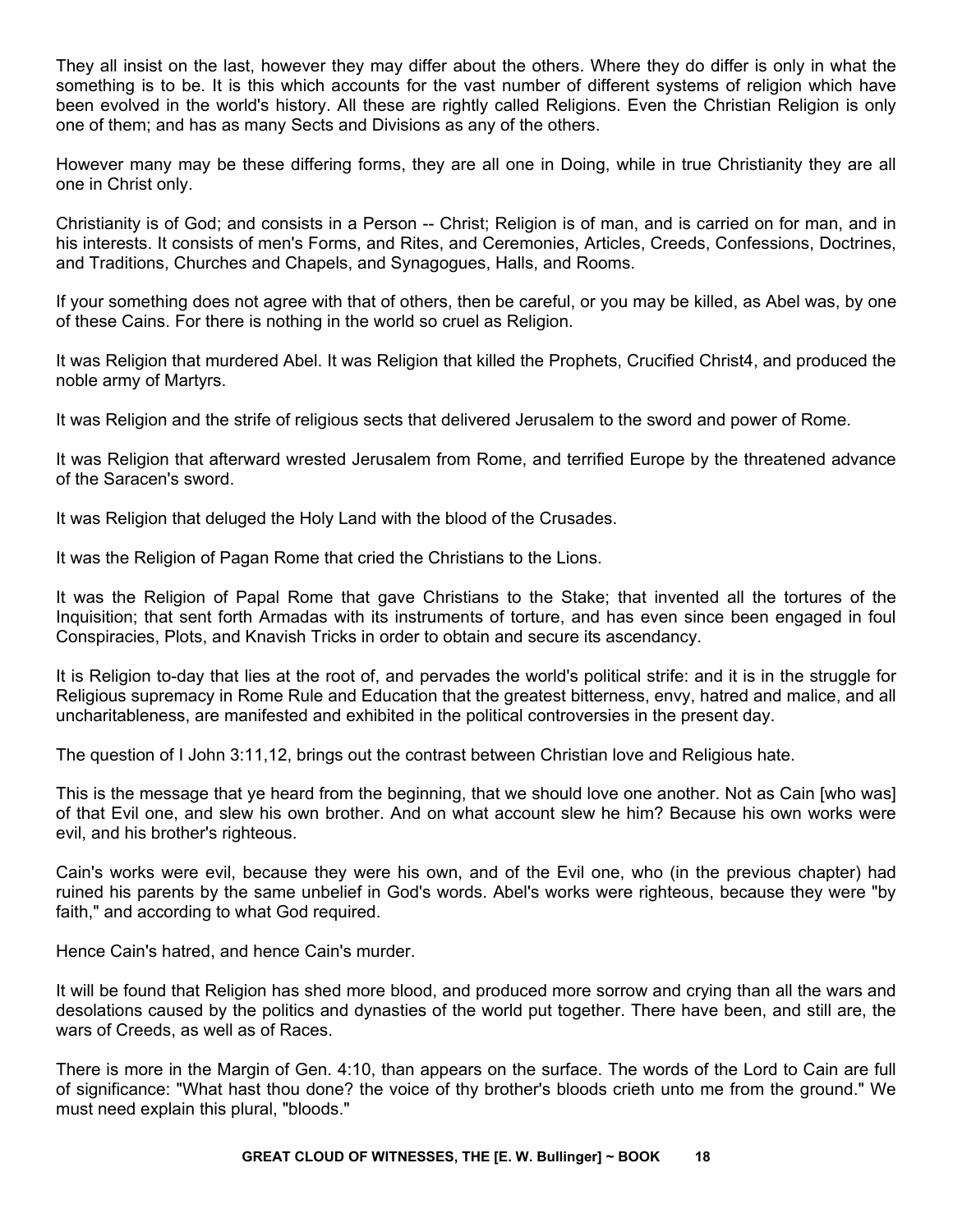They all insist on the last, however they may differ about the others. Where they do differ is only in what the something is to be. It is this which accounts for the vast number of different systems of religion which have been evolved in the world's history. All these are rightly called Religions. Even the Christian Religion is only one of them; and has as many Sects and Divisions as any of the others.

However many may be these differing forms, they are all one in Doing, while in true Christianity they are all one in Christ only.

Christianity is of God; and consists in a Person -- Christ; Religion is of man, and is carried on for man, and in his interests. It consists of men's Forms, and Rites, and Ceremonies, Articles, Creeds, Confessions, Doctrines, and Traditions, Churches and Chapels, and Synagogues, Halls, and Rooms.

If your something does not agree with that of others, then be careful, or you may be killed, as Abel was, by one of these Cains. For there is nothing in the world so cruel as Religion.

It was Religion that murdered Abel. It was Religion that killed the Prophets, Crucified Christ[4], and produced the noble army of Martyrs.

It was Religion and the strife of religious sects that delivered Jerusalem to the sword and power of Rome.

It was Religion that afterward wrested Jerusalem from Rome, and terrified Europe by the threatened advance of the Saracen's sword.

It was Religion that deluged the Holy Land with the blood of the Crusades.

It was the Religion of Pagan Rome that cried the Christians to the Lions.

It was the Religion of Papal Rome that gave Christians to the Stake; that invented all the tortures of the Inquisition; that sent forth Armadas with its instruments of torture, and has even since been engaged in foul Conspiracies, Plots, and Knavish Tricks in order to obtain and secure its ascendancy.

It is Religion to-day that lies at the root of, and pervades the world's political strife: and it is in the struggle for Religious supremacy in Rome Rule and Education that the greatest bitterness, envy, hatred and malice, and all uncharitableness, are manifested and exhibited in the political controversies in the present day.

The question of I John 3:11,12, brings out the contrast between Christian love and Religious hate.

This is the message that ye heard from the beginning, that we should love one another. Not as Cain [who was] of that Evil one, and slew his own brother. And on what account slew he him? Because his own works were evil, and his brother's righteous.

Cain's works were evil, because they were his own, and of the Evil one, who (in the previous chapter) had ruined his parents by the same unbelief in God's words. Abel's works were righteous, because they were "by faith," and according to what God required.

Hence Cain's hatred, and hence Cain's murder.

It will be found that Religion has shed more blood, and produced more sorrow and crying than all the wars and desolations caused by the politics and dynasties of the world put together. There have been, and still are, the wars of Creeds, as well as of Races.

There is more in the Margin of Gen. 4:10, than appears on the surface. The words of the Lord to Cain are full of significance: "What hast thou done? the voice of thy brother's bloods crieth unto me from the ground." We must need explain this plural, "bloods."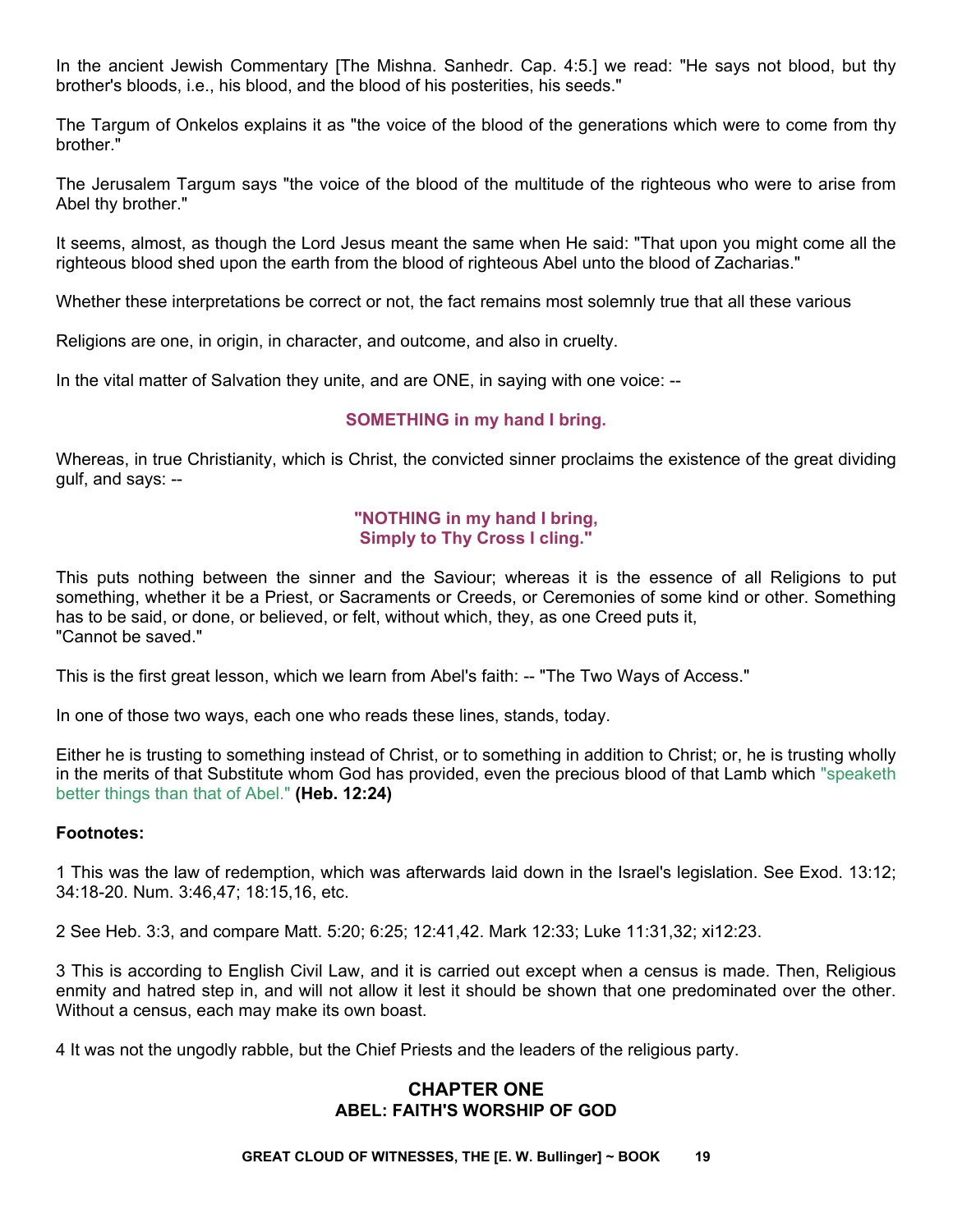In the ancient Jewish Commentary [The Mishna. Sanhedr. Cap. 4:5.] we read: "He says not blood, but thy brother's bloods, i.e., his blood, and the blood of his posterities, his seeds."

The Targum of Onkelos explains it as "the voice of the blood of the generations which were to come from thy brother."

The Jerusalem Targum says "the voice of the blood of the multitude of the righteous who were to arise from Abel thy brother."

It seems, almost, as though the Lord Jesus meant the same when He said: "That upon you might come all the righteous blood shed upon the earth from the blood of righteous Abel unto the blood of Zacharias."

Whether these interpretations be correct or not, the fact remains most solemnly true that all these various

Religions are one, in origin, in character, and outcome, and also in cruelty.

In the vital matter of Salvation they unite, and are ONE, in saying with one voice: --

**SOMETHING in my hand I bring.**

Whereas, in true Christianity, which is Christ, the convicted sinner proclaims the existence of the great dividing gulf, and says: --

**"NOTHING in my hand I bring,
Simply to Thy Cross I cling."**

This puts nothing between the sinner and the Saviour; whereas it is the essence of all Religions to put something, whether it be a Priest, or Sacraments or Creeds, or Ceremonies of some kind or other. Something has to be said, or done, or believed, or felt, without which, they, as one Creed puts it,
"Cannot be saved."

This is the first great lesson, which we learn from Abel's faith: -- "The Two Ways of Access."

In one of those two ways, each one who reads these lines, stands, today.

Either he is trusting to something instead of Christ, or to something in addition to Christ; or, he is trusting wholly in the merits of that Substitute whom God has provided, even the precious blood of that Lamb which "speaketh better things than that of Abel." **(Heb. 12:24)**

**Footnotes:**

1 This was the law of redemption, which was afterwards laid down in the Israel's legislation. See Exod. 13:12; 34:18-20. Num. 3:46,47; 18:15,16, etc.

2 See Heb. 3:3, and compare Matt. 5:20; 6:25; 12:41,42. Mark 12:33; Luke 11:31,32; xi12:23.

3 This is according to English Civil Law, and it is carried out except when a census is made. Then, Religious enmity and hatred step in, and will not allow it lest it should be shown that one predominated over the other. Without a census, each may make its own boast.

4 It was not the ungodly rabble, but the Chief Priests and the leaders of the religious party.

## CHAPTER ONE
## ABEL: FAITH'S WORSHIP OF GOD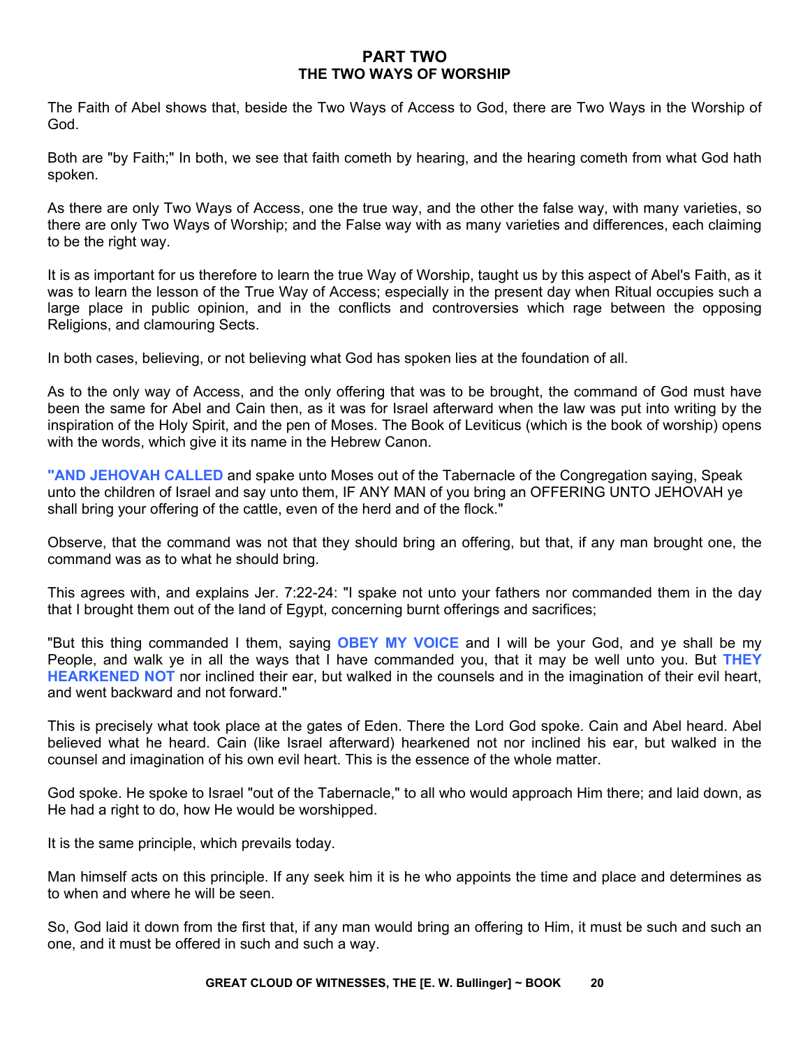## PART TWO
## THE TWO WAYS OF WORSHIP

The Faith of Abel shows that, beside the Two Ways of Access to God, there are Two Ways in the Worship of God.

Both are "by Faith;" In both, we see that faith cometh by hearing, and the hearing cometh from what God hath spoken.

As there are only Two Ways of Access, one the true way, and the other the false way, with many varieties, so there are only Two Ways of Worship; and the False way with as many varieties and differences, each claiming to be the right way.

It is as important for us therefore to learn the true Way of Worship, taught us by this aspect of Abel's Faith, as it was to learn the lesson of the True Way of Access; especially in the present day when Ritual occupies such a large place in public opinion, and in the conflicts and controversies which rage between the opposing Religions, and clamouring Sects.

In both cases, believing, or not believing what God has spoken lies at the foundation of all.

As to the only way of Access, and the only offering that was to be brought, the command of God must have been the same for Abel and Cain then, as it was for Israel afterward when the law was put into writing by the inspiration of the Holy Spirit, and the pen of Moses. The Book of Leviticus (which is the book of worship) opens with the words, which give it its name in the Hebrew Canon.

**"AND JEHOVAH CALLED** and spake unto Moses out of the Tabernacle of the Congregation saying, Speak unto the children of Israel and say unto them, IF ANY MAN of you bring an OFFERING UNTO JEHOVAH ye shall bring your offering of the cattle, even of the herd and of the flock."

Observe, that the command was not that they should bring an offering, but that, if any man brought one, the command was as to what he should bring.

This agrees with, and explains Jer. 7:22-24: "I spake not unto your fathers nor commanded them in the day that I brought them out of the land of Egypt, concerning burnt offerings and sacrifices;

"But this thing commanded I them, saying **OBEY MY VOICE** and I will be your God, and ye shall be my People, and walk ye in all the ways that I have commanded you, that it may be well unto you. But **THEY HEARKENED NOT** nor inclined their ear, but walked in the counsels and in the imagination of their evil heart, and went backward and not forward."

This is precisely what took place at the gates of Eden. There the Lord God spoke. Cain and Abel heard. Abel believed what he heard. Cain (like Israel afterward) hearkened not nor inclined his ear, but walked in the counsel and imagination of his own evil heart. This is the essence of the whole matter.

God spoke. He spoke to Israel "out of the Tabernacle," to all who would approach Him there; and laid down, as He had a right to do, how He would be worshipped.

It is the same principle, which prevails today.

Man himself acts on this principle. If any seek him it is he who appoints the time and place and determines as to when and where he will be seen.

So, God laid it down from the first that, if any man would bring an offering to Him, it must be such and such an one, and it must be offered in such and such a way.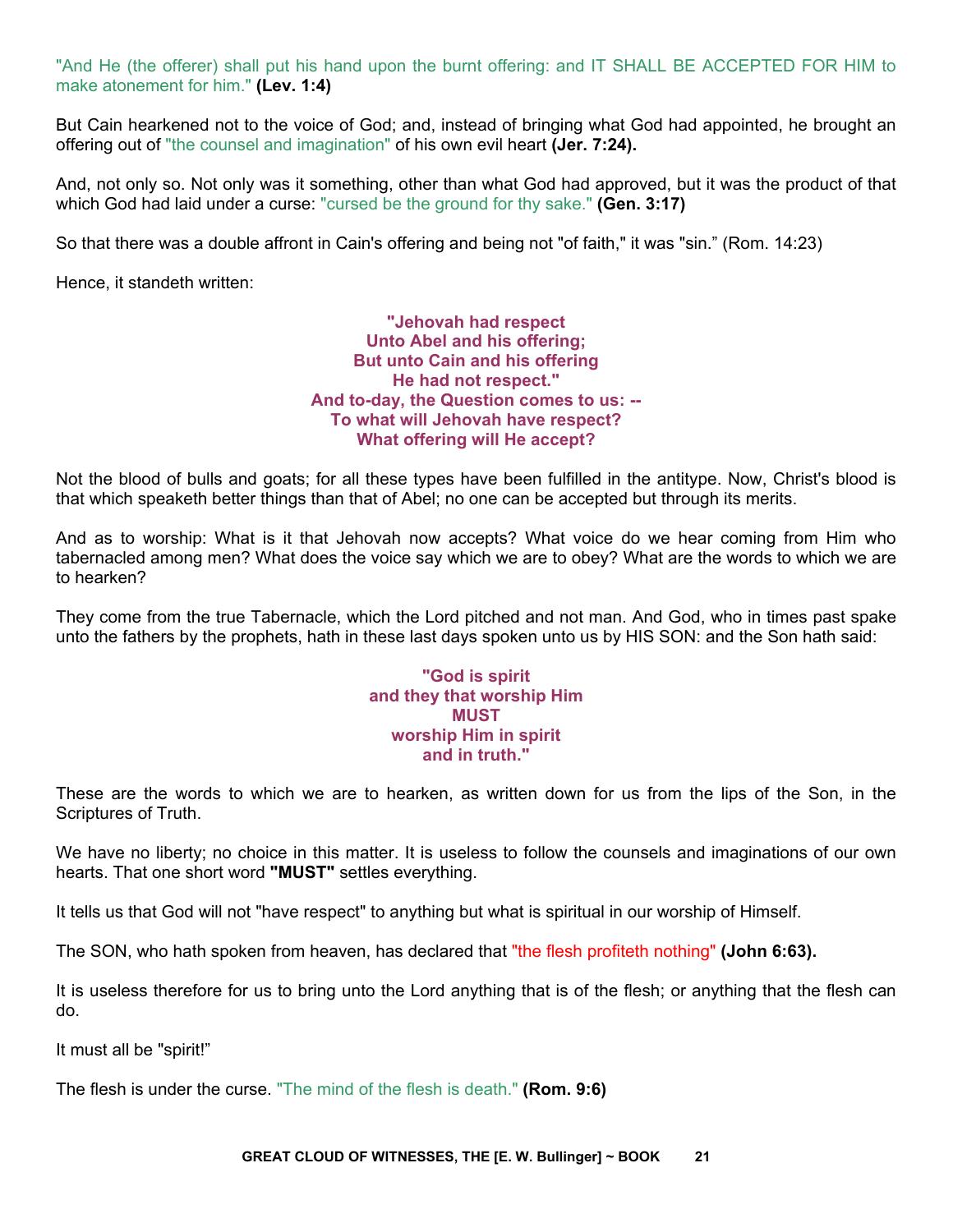"And He (the offerer) shall put his hand upon the burnt offering: and IT SHALL BE ACCEPTED FOR HIM to make atonement for him." **(Lev. 1:4)**

But Cain hearkened not to the voice of God; and, instead of bringing what God had appointed, he brought an offering out of "the counsel and imagination" of his own evil heart **(Jer. 7:24).**

And, not only so. Not only was it something, other than what God had approved, but it was the product of that which God had laid under a curse: "cursed be the ground for thy sake." **(Gen. 3:17)**

So that there was a double affront in Cain's offering and being not "of faith," it was "sin." (Rom. 14:23)

Hence, it standeth written:

**"Jehovah had respect
Unto Abel and his offering;
But unto Cain and his offering
He had not respect."
And to-day, the Question comes to us: --
To what will Jehovah have respect?
What offering will He accept?**

Not the blood of bulls and goats; for all these types have been fulfilled in the antitype. Now, Christ's blood is that which speaketh better things than that of Abel; no one can be accepted but through its merits.

And as to worship: What is it that Jehovah now accepts? What voice do we hear coming from Him who tabernacled among men? What does the voice say which we are to obey? What are the words to which we are to hearken?

They come from the true Tabernacle, which the Lord pitched and not man. And God, who in times past spake unto the fathers by the prophets, hath in these last days spoken unto us by HIS SON: and the Son hath said:

**"God is spirit
and they that worship Him
MUST
worship Him in spirit
and in truth."**

These are the words to which we are to hearken, as written down for us from the lips of the Son, in the Scriptures of Truth.

We have no liberty; no choice in this matter. It is useless to follow the counsels and imaginations of our own hearts. That one short word **"MUST"** settles everything.

It tells us that God will not "have respect" to anything but what is spiritual in our worship of Himself.

The SON, who hath spoken from heaven, has declared that "the flesh profiteth nothing" **(John 6:63).**

It is useless therefore for us to bring unto the Lord anything that is of the flesh; or anything that the flesh can do.

It must all be "spirit!"

The flesh is under the curse. "The mind of the flesh is death." **(Rom. 9:6)**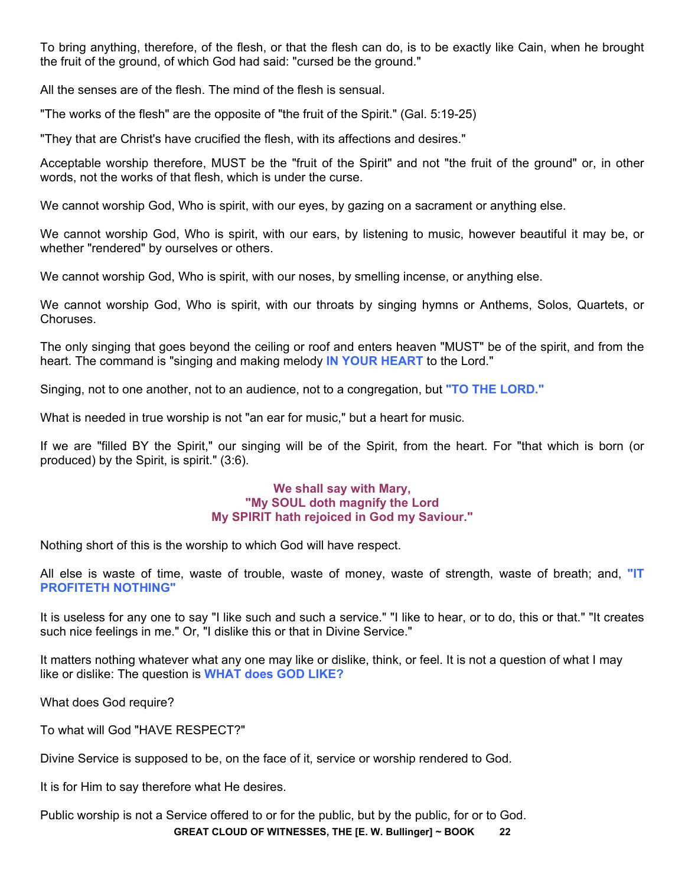To bring anything, therefore, of the flesh, or that the flesh can do, is to be exactly like Cain, when he brought the fruit of the ground, of which God had said: "cursed be the ground."

All the senses are of the flesh. The mind of the flesh is sensual.

"The works of the flesh" are the opposite of "the fruit of the Spirit." (Gal. 5:19-25)

"They that are Christ's have crucified the flesh, with its affections and desires."

Acceptable worship therefore, MUST be the "fruit of the Spirit" and not "the fruit of the ground" or, in other words, not the works of that flesh, which is under the curse.

We cannot worship God, Who is spirit, with our eyes, by gazing on a sacrament or anything else.

We cannot worship God, Who is spirit, with our ears, by listening to music, however beautiful it may be, or whether "rendered" by ourselves or others.

We cannot worship God, Who is spirit, with our noses, by smelling incense, or anything else.

We cannot worship God, Who is spirit, with our throats by singing hymns or Anthems, Solos, Quartets, or Choruses.

The only singing that goes beyond the ceiling or roof and enters heaven "MUST" be of the spirit, and from the heart. The command is "singing and making melody **IN YOUR HEART** to the Lord."

Singing, not to one another, not to an audience, not to a congregation, but **"TO THE LORD."**

What is needed in true worship is not "an ear for music," but a heart for music.

If we are "filled BY the Spirit," our singing will be of the Spirit, from the heart. For "that which is born (or produced) by the Spirit, is spirit." (3:6).

**We shall say with Mary,**
**"My SOUL doth magnify the Lord**
**My SPIRIT hath rejoiced in God my Saviour."**

Nothing short of this is the worship to which God will have respect.

All else is waste of time, waste of trouble, waste of money, waste of strength, waste of breath; and, **"IT PROFITETH NOTHING"**

It is useless for any one to say "I like such and such a service." "I like to hear, or to do, this or that." "It creates such nice feelings in me." Or, "I dislike this or that in Divine Service."

It matters nothing whatever what any one may like or dislike, think, or feel. It is not a question of what I may like or dislike: The question is **WHAT does GOD LIKE?**

What does God require?

To what will God "HAVE RESPECT?"

Divine Service is supposed to be, on the face of it, service or worship rendered to God.

It is for Him to say therefore what He desires.

Public worship is not a Service offered to or for the public, but by the public, for or to God.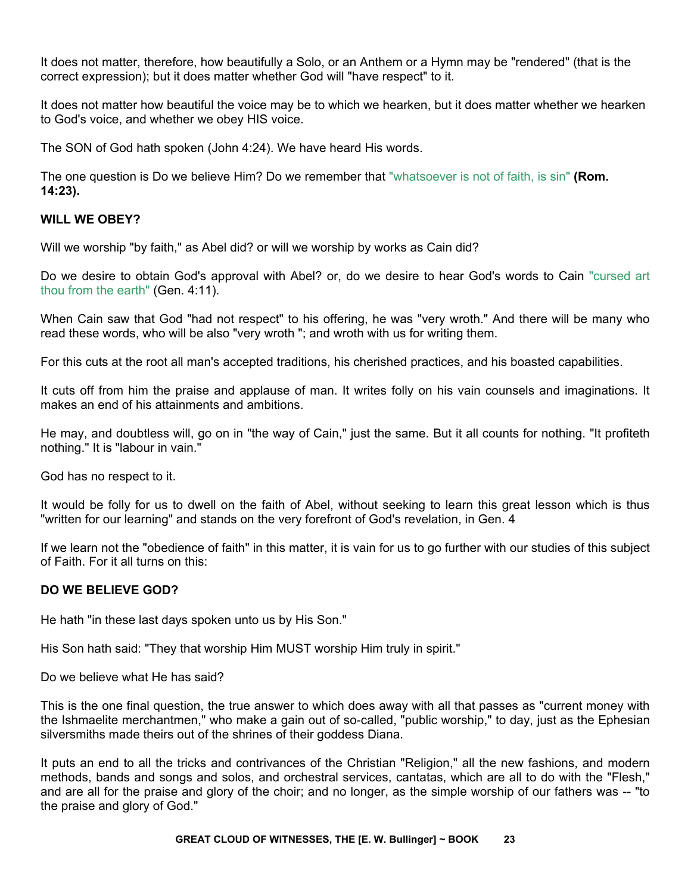It does not matter, therefore, how beautifully a Solo, or an Anthem or a Hymn may be "rendered" (that is the correct expression); but it does matter whether God will "have respect" to it.

It does not matter how beautiful the voice may be to which we hearken, but it does matter whether we hearken to God's voice, and whether we obey HIS voice.

The SON of God hath spoken (John 4:24). We have heard His words.

The one question is Do we believe Him? Do we remember that "whatsoever is not of faith, is sin" **(Rom. 14:23).**

**WILL WE OBEY?**

Will we worship "by faith," as Abel did? or will we worship by works as Cain did?

Do we desire to obtain God's approval with Abel? or, do we desire to hear God's words to Cain "cursed art thou from the earth" (Gen. 4:11).

When Cain saw that God "had not respect" to his offering, he was "very wroth." And there will be many who read these words, who will be also "very wroth "; and wroth with us for writing them.

For this cuts at the root all man's accepted traditions, his cherished practices, and his boasted capabilities.

It cuts off from him the praise and applause of man. It writes folly on his vain counsels and imaginations. It makes an end of his attainments and ambitions.

He may, and doubtless will, go on in "the way of Cain," just the same. But it all counts for nothing. "It profiteth nothing." It is "labour in vain."

God has no respect to it.

It would be folly for us to dwell on the faith of Abel, without seeking to learn this great lesson which is thus "written for our learning" and stands on the very forefront of God's revelation, in Gen. 4

If we learn not the "obedience of faith" in this matter, it is vain for us to go further with our studies of this subject of Faith. For it all turns on this:

**DO WE BELIEVE GOD?**

He hath "in these last days spoken unto us by His Son."

His Son hath said: "They that worship Him MUST worship Him truly in spirit."

Do we believe what He has said?

This is the one final question, the true answer to which does away with all that passes as "current money with the Ishmaelite merchantmen," who make a gain out of so-called, "public worship," to day, just as the Ephesian silversmiths made theirs out of the shrines of their goddess Diana.

It puts an end to all the tricks and contrivances of the Christian "Religion," all the new fashions, and modern methods, bands and songs and solos, and orchestral services, cantatas, which are all to do with the "Flesh," and are all for the praise and glory of the choir; and no longer, as the simple worship of our fathers was -- "to the praise and glory of God."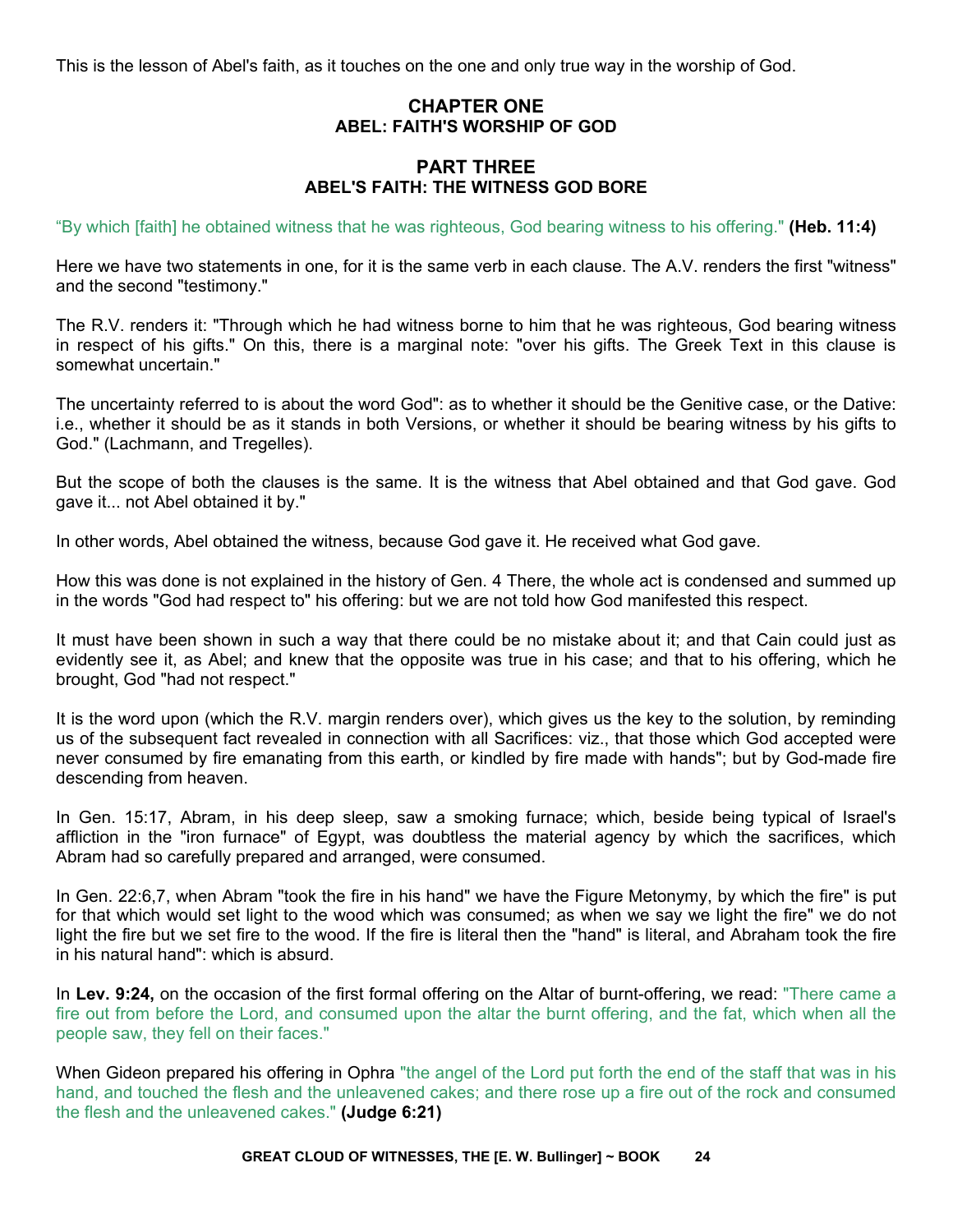This is the lesson of Abel's faith, as it touches on the one and only true way in the worship of God.

## CHAPTER ONE
### ABEL: FAITH'S WORSHIP OF GOD

## PART THREE
### ABEL'S FAITH: THE WITNESS GOD BORE

"By which [faith] he obtained witness that he was righteous, God bearing witness to his offering." **(Heb. 11:4)**

Here we have two statements in one, for it is the same verb in each clause. The A.V. renders the first "witness" and the second "testimony."

The R.V. renders it: "Through which he had witness borne to him that he was righteous, God bearing witness in respect of his gifts." On this, there is a marginal note: "over his gifts. The Greek Text in this clause is somewhat uncertain."

The uncertainty referred to is about the word God": as to whether it should be the Genitive case, or the Dative: i.e., whether it should be as it stands in both Versions, or whether it should be bearing witness by his gifts to God." (Lachmann, and Tregelles).

But the scope of both the clauses is the same. It is the witness that Abel obtained and that God gave. God gave it... not Abel obtained it by."

In other words, Abel obtained the witness, because God gave it. He received what God gave.

How this was done is not explained in the history of Gen. 4 There, the whole act is condensed and summed up in the words "God had respect to" his offering: but we are not told how God manifested this respect.

It must have been shown in such a way that there could be no mistake about it; and that Cain could just as evidently see it, as Abel; and knew that the opposite was true in his case; and that to his offering, which he brought, God "had not respect."

It is the word upon (which the R.V. margin renders over), which gives us the key to the solution, by reminding us of the subsequent fact revealed in connection with all Sacrifices: viz., that those which God accepted were never consumed by fire emanating from this earth, or kindled by fire made with hands"; but by God-made fire descending from heaven.

In Gen. 15:17, Abram, in his deep sleep, saw a smoking furnace; which, beside being typical of Israel's affliction in the "iron furnace" of Egypt, was doubtless the material agency by which the sacrifices, which Abram had so carefully prepared and arranged, were consumed.

In Gen. 22:6,7, when Abram "took the fire in his hand" we have the Figure Metonymy, by which the fire" is put for that which would set light to the wood which was consumed; as when we say we light the fire" we do not light the fire but we set fire to the wood. If the fire is literal then the "hand" is literal, and Abraham took the fire in his natural hand": which is absurd.

In **Lev. 9:24,** on the occasion of the first formal offering on the Altar of burnt-offering, we read: "There came a fire out from before the Lord, and consumed upon the altar the burnt offering, and the fat, which when all the people saw, they fell on their faces."

When Gideon prepared his offering in Ophra "the angel of the Lord put forth the end of the staff that was in his hand, and touched the flesh and the unleavened cakes; and there rose up a fire out of the rock and consumed the flesh and the unleavened cakes." **(Judge 6:21)**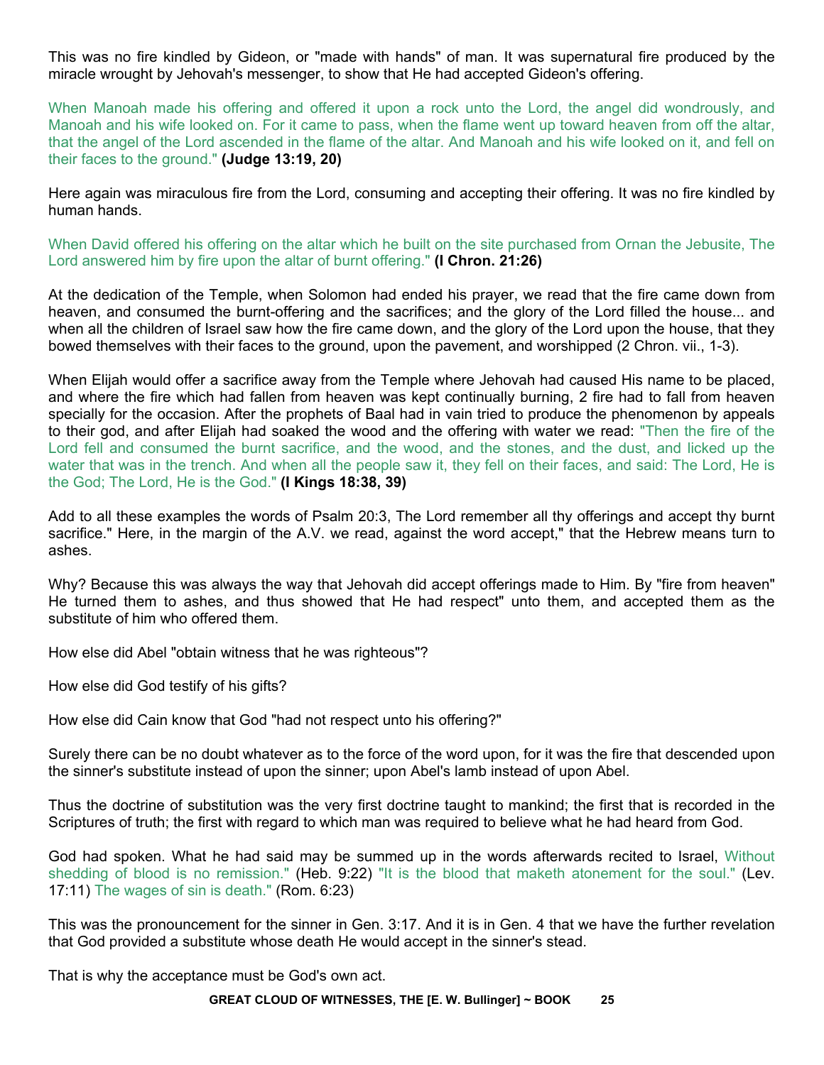This was no fire kindled by Gideon, or "made with hands" of man. It was supernatural fire produced by the miracle wrought by Jehovah's messenger, to show that He had accepted Gideon's offering.

When Manoah made his offering and offered it upon a rock unto the Lord, the angel did wondrously, and Manoah and his wife looked on. For it came to pass, when the flame went up toward heaven from off the altar, that the angel of the Lord ascended in the flame of the altar. And Manoah and his wife looked on it, and fell on their faces to the ground." **(Judge 13:19, 20)**

Here again was miraculous fire from the Lord, consuming and accepting their offering. It was no fire kindled by human hands.

When David offered his offering on the altar which he built on the site purchased from Ornan the Jebusite, The Lord answered him by fire upon the altar of burnt offering." **(I Chron. 21:26)**

At the dedication of the Temple, when Solomon had ended his prayer, we read that the fire came down from heaven, and consumed the burnt-offering and the sacrifices; and the glory of the Lord filled the house... and when all the children of Israel saw how the fire came down, and the glory of the Lord upon the house, that they bowed themselves with their faces to the ground, upon the pavement, and worshipped (2 Chron. vii., 1-3).

When Elijah would offer a sacrifice away from the Temple where Jehovah had caused His name to be placed, and where the fire which had fallen from heaven was kept continually burning, 2 fire had to fall from heaven specially for the occasion. After the prophets of Baal had in vain tried to produce the phenomenon by appeals to their god, and after Elijah had soaked the wood and the offering with water we read: "Then the fire of the Lord fell and consumed the burnt sacrifice, and the wood, and the stones, and the dust, and licked up the water that was in the trench. And when all the people saw it, they fell on their faces, and said: The Lord, He is the God; The Lord, He is the God." **(I Kings 18:38, 39)**

Add to all these examples the words of Psalm 20:3, The Lord remember all thy offerings and accept thy burnt sacrifice." Here, in the margin of the A.V. we read, against the word accept," that the Hebrew means turn to ashes.

Why? Because this was always the way that Jehovah did accept offerings made to Him. By "fire from heaven" He turned them to ashes, and thus showed that He had respect" unto them, and accepted them as the substitute of him who offered them.

How else did Abel "obtain witness that he was righteous"?

How else did God testify of his gifts?

How else did Cain know that God "had not respect unto his offering?"

Surely there can be no doubt whatever as to the force of the word upon, for it was the fire that descended upon the sinner's substitute instead of upon the sinner; upon Abel's lamb instead of upon Abel.

Thus the doctrine of substitution was the very first doctrine taught to mankind; the first that is recorded in the Scriptures of truth; the first with regard to which man was required to believe what he had heard from God.

God had spoken. What he had said may be summed up in the words afterwards recited to Israel, Without shedding of blood is no remission." (Heb. 9:22) "It is the blood that maketh atonement for the soul." (Lev. 17:11) The wages of sin is death." (Rom. 6:23)

This was the pronouncement for the sinner in Gen. 3:17. And it is in Gen. 4 that we have the further revelation that God provided a substitute whose death He would accept in the sinner's stead.

That is why the acceptance must be God's own act.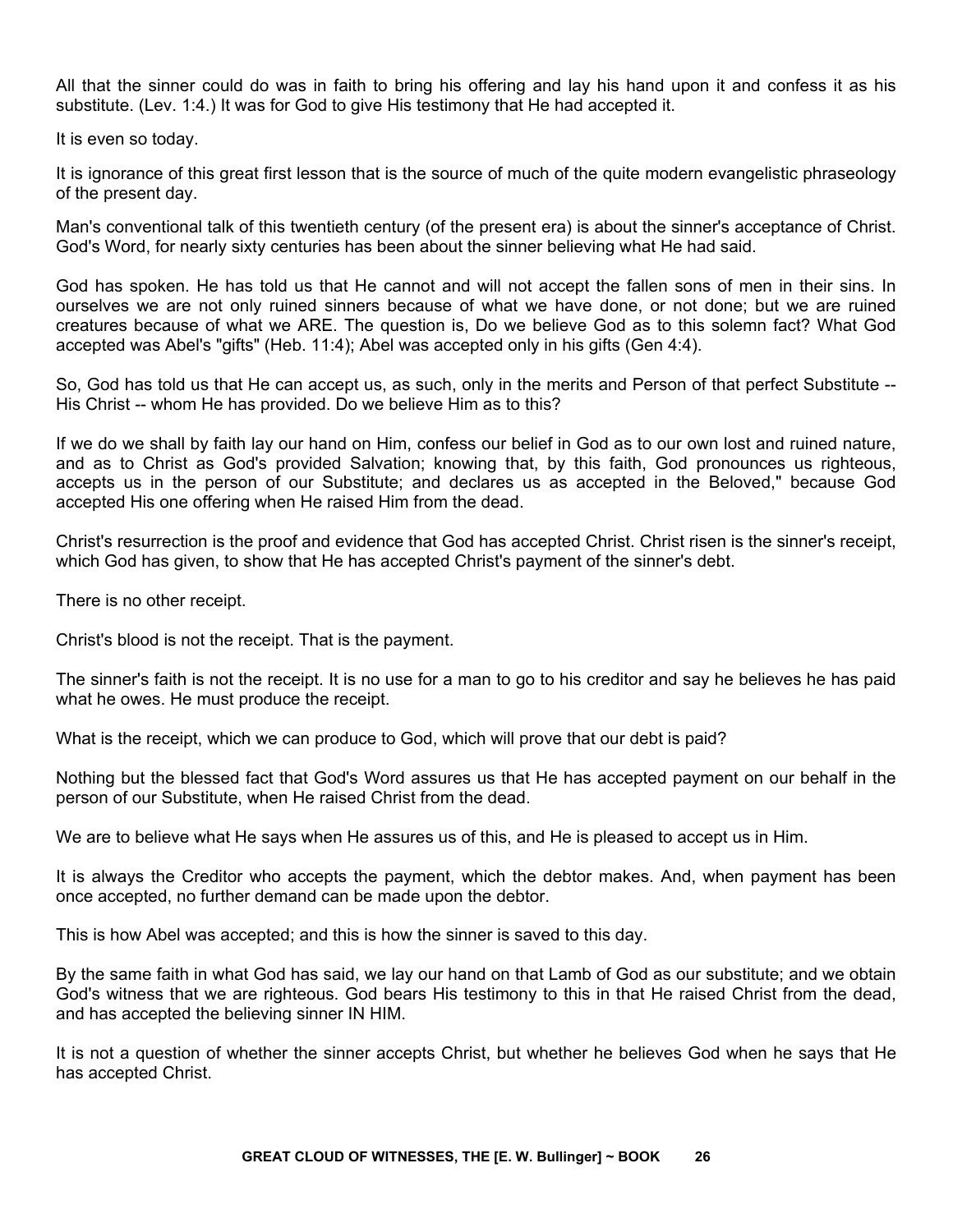All that the sinner could do was in faith to bring his offering and lay his hand upon it and confess it as his substitute. (Lev. 1:4.) It was for God to give His testimony that He had accepted it.

It is even so today.

It is ignorance of this great first lesson that is the source of much of the quite modern evangelistic phraseology of the present day.

Man's conventional talk of this twentieth century (of the present era) is about the sinner's acceptance of Christ. God's Word, for nearly sixty centuries has been about the sinner believing what He had said.

God has spoken. He has told us that He cannot and will not accept the fallen sons of men in their sins. In ourselves we are not only ruined sinners because of what we have done, or not done; but we are ruined creatures because of what we ARE. The question is, Do we believe God as to this solemn fact? What God accepted was Abel's "gifts" (Heb. 11:4); Abel was accepted only in his gifts (Gen 4:4).

So, God has told us that He can accept us, as such, only in the merits and Person of that perfect Substitute -- His Christ -- whom He has provided. Do we believe Him as to this?

If we do we shall by faith lay our hand on Him, confess our belief in God as to our own lost and ruined nature, and as to Christ as God's provided Salvation; knowing that, by this faith, God pronounces us righteous, accepts us in the person of our Substitute; and declares us as accepted in the Beloved," because God accepted His one offering when He raised Him from the dead.

Christ's resurrection is the proof and evidence that God has accepted Christ. Christ risen is the sinner's receipt, which God has given, to show that He has accepted Christ's payment of the sinner's debt.

There is no other receipt.

Christ's blood is not the receipt. That is the payment.

The sinner's faith is not the receipt. It is no use for a man to go to his creditor and say he believes he has paid what he owes. He must produce the receipt.

What is the receipt, which we can produce to God, which will prove that our debt is paid?

Nothing but the blessed fact that God's Word assures us that He has accepted payment on our behalf in the person of our Substitute, when He raised Christ from the dead.

We are to believe what He says when He assures us of this, and He is pleased to accept us in Him.

It is always the Creditor who accepts the payment, which the debtor makes. And, when payment has been once accepted, no further demand can be made upon the debtor.

This is how Abel was accepted; and this is how the sinner is saved to this day.

By the same faith in what God has said, we lay our hand on that Lamb of God as our substitute; and we obtain God's witness that we are righteous. God bears His testimony to this in that He raised Christ from the dead, and has accepted the believing sinner IN HIM.

It is not a question of whether the sinner accepts Christ, but whether he believes God when he says that He has accepted Christ.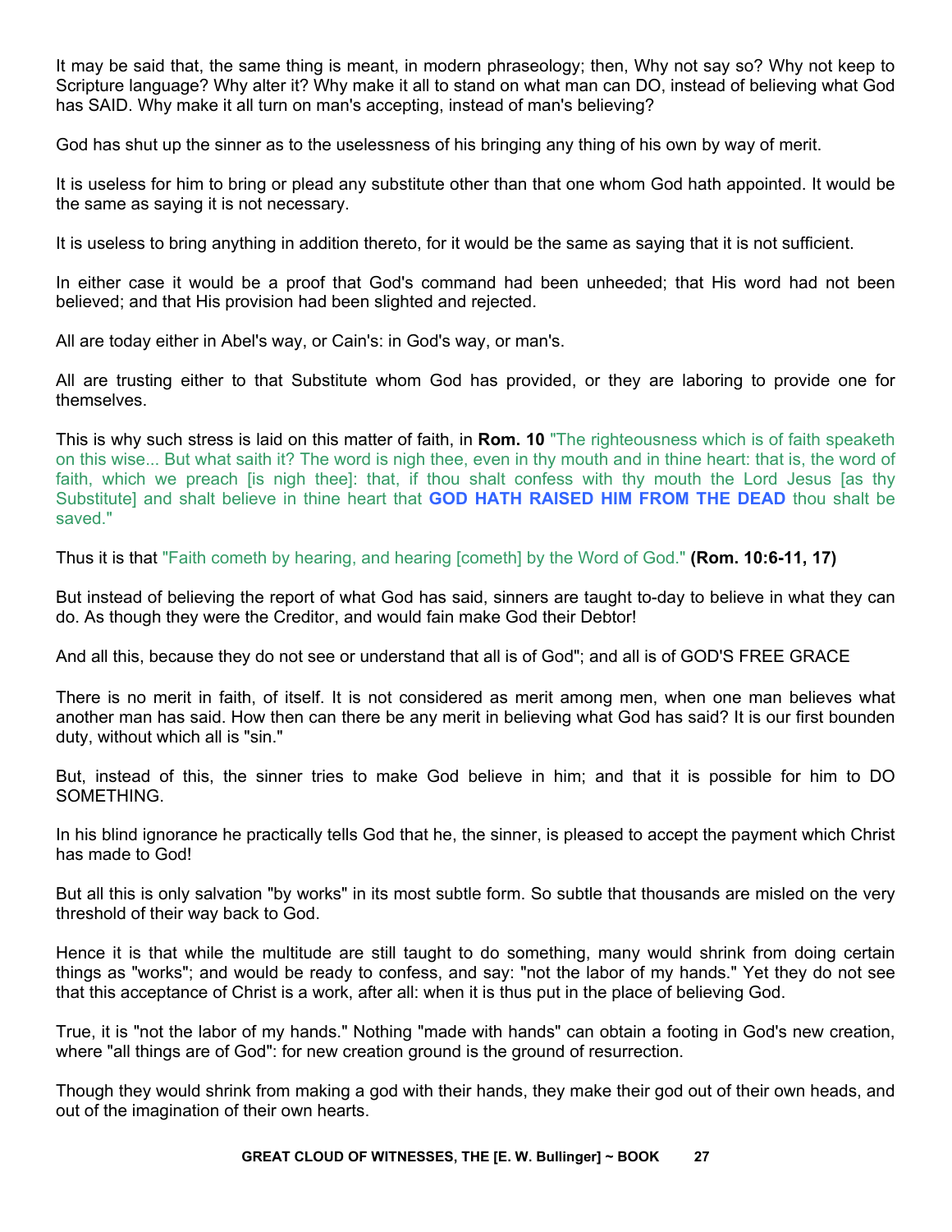It may be said that, the same thing is meant, in modern phraseology; then, Why not say so? Why not keep to Scripture language? Why alter it? Why make it all to stand on what man can DO, instead of believing what God has SAID. Why make it all turn on man's accepting, instead of man's believing?

God has shut up the sinner as to the uselessness of his bringing any thing of his own by way of merit.

It is useless for him to bring or plead any substitute other than that one whom God hath appointed. It would be the same as saying it is not necessary.

It is useless to bring anything in addition thereto, for it would be the same as saying that it is not sufficient.

In either case it would be a proof that God's command had been unheeded; that His word had not been believed; and that His provision had been slighted and rejected.

All are today either in Abel's way, or Cain's: in God's way, or man's.

All are trusting either to that Substitute whom God has provided, or they are laboring to provide one for themselves.

This is why such stress is laid on this matter of faith, in **Rom. 10** "The righteousness which is of faith speaketh on this wise... But what saith it? The word is nigh thee, even in thy mouth and in thine heart: that is, the word of faith, which we preach [is nigh thee]: that, if thou shalt confess with thy mouth the Lord Jesus [as thy Substitute] and shalt believe in thine heart that **GOD HATH RAISED HIM FROM THE DEAD** thou shalt be saved."

Thus it is that "Faith cometh by hearing, and hearing [cometh] by the Word of God." **(Rom. 10:6-11, 17)**

But instead of believing the report of what God has said, sinners are taught to-day to believe in what they can do. As though they were the Creditor, and would fain make God their Debtor!

And all this, because they do not see or understand that all is of God"; and all is of GOD'S FREE GRACE

There is no merit in faith, of itself. It is not considered as merit among men, when one man believes what another man has said. How then can there be any merit in believing what God has said? It is our first bounden duty, without which all is "sin."

But, instead of this, the sinner tries to make God believe in him; and that it is possible for him to DO SOMETHING.

In his blind ignorance he practically tells God that he, the sinner, is pleased to accept the payment which Christ has made to God!

But all this is only salvation "by works" in its most subtle form. So subtle that thousands are misled on the very threshold of their way back to God.

Hence it is that while the multitude are still taught to do something, many would shrink from doing certain things as "works"; and would be ready to confess, and say: "not the labor of my hands." Yet they do not see that this acceptance of Christ is a work, after all: when it is thus put in the place of believing God.

True, it is "not the labor of my hands." Nothing "made with hands" can obtain a footing in God's new creation, where "all things are of God": for new creation ground is the ground of resurrection.

Though they would shrink from making a god with their hands, they make their god out of their own heads, and out of the imagination of their own hearts.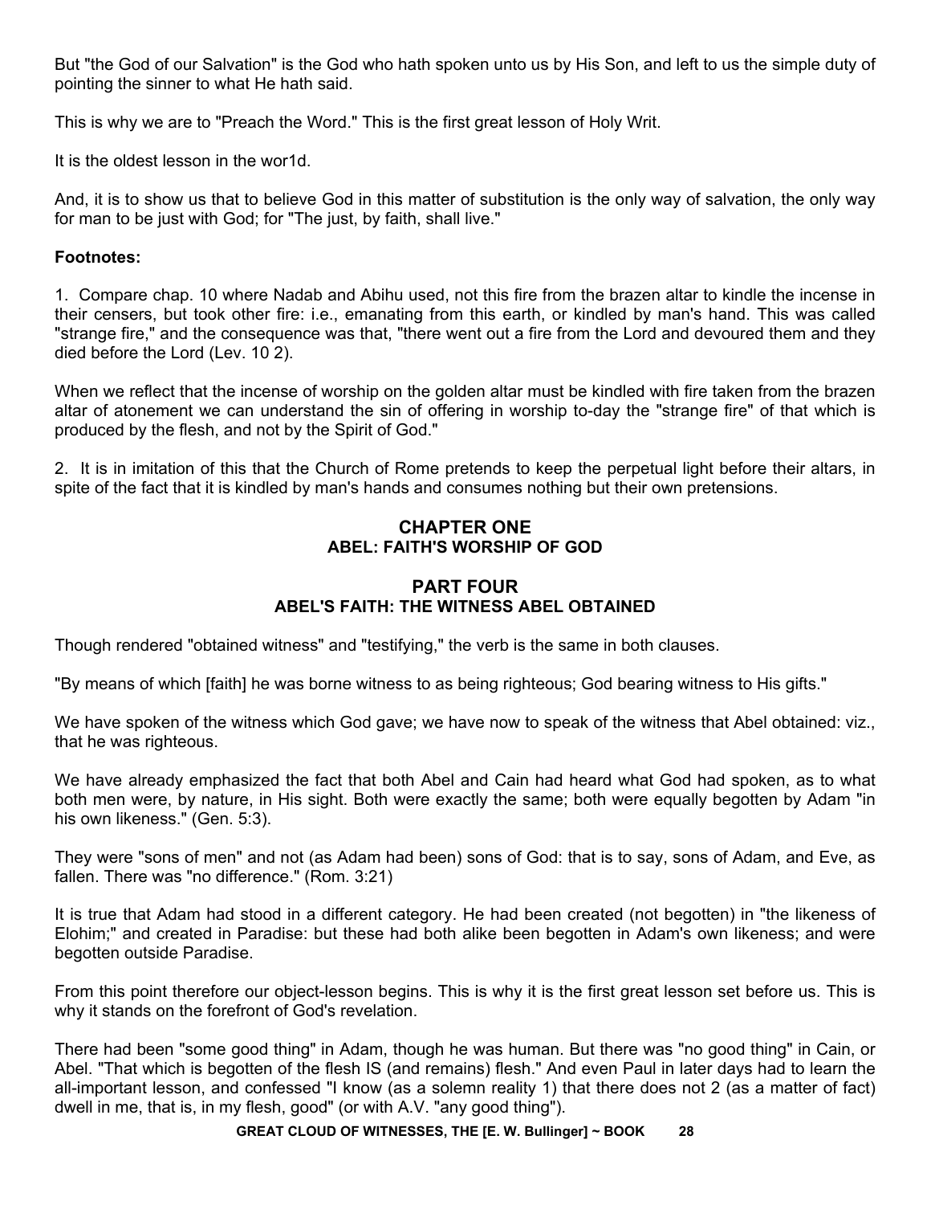But "the God of our Salvation" is the God who hath spoken unto us by His Son, and left to us the simple duty of pointing the sinner to what He hath said.

This is why we are to "Preach the Word." This is the first great lesson of Holy Writ.

It is the oldest lesson in the wor1d.

And, it is to show us that to believe God in this matter of substitution is the only way of salvation, the only way for man to be just with God; for "The just, by faith, shall live."

**Footnotes:**

1. Compare chap. 10 where Nadab and Abihu used, not this fire from the brazen altar to kindle the incense in their censers, but took other fire: i.e., emanating from this earth, or kindled by man's hand. This was called "strange fire," and the consequence was that, "there went out a fire from the Lord and devoured them and they died before the Lord (Lev. 10 2).

When we reflect that the incense of worship on the golden altar must be kindled with fire taken from the brazen altar of atonement we can understand the sin of offering in worship to-day the "strange fire" of that which is produced by the flesh, and not by the Spirit of God."

2. It is in imitation of this that the Church of Rome pretends to keep the perpetual light before their altars, in spite of the fact that it is kindled by man's hands and consumes nothing but their own pretensions.

## CHAPTER ONE
### ABEL: FAITH'S WORSHIP OF GOD

## PART FOUR
### ABEL'S FAITH: THE WITNESS ABEL OBTAINED

Though rendered "obtained witness" and "testifying," the verb is the same in both clauses.

"By means of which [faith] he was borne witness to as being righteous; God bearing witness to His gifts."

We have spoken of the witness which God gave; we have now to speak of the witness that Abel obtained: viz., that he was righteous.

We have already emphasized the fact that both Abel and Cain had heard what God had spoken, as to what both men were, by nature, in His sight. Both were exactly the same; both were equally begotten by Adam "in his own likeness." (Gen. 5:3).

They were "sons of men" and not (as Adam had been) sons of God: that is to say, sons of Adam, and Eve, as fallen. There was "no difference." (Rom. 3:21)

It is true that Adam had stood in a different category. He had been created (not begotten) in "the likeness of Elohim;" and created in Paradise: but these had both alike been begotten in Adam's own likeness; and were begotten outside Paradise.

From this point therefore our object-lesson begins. This is why it is the first great lesson set before us. This is why it stands on the forefront of God's revelation.

There had been "some good thing" in Adam, though he was human. But there was "no good thing" in Cain, or Abel. "That which is begotten of the flesh IS (and remains) flesh." And even Paul in later days had to learn the all-important lesson, and confessed "I know (as a solemn reality 1) that there does not 2 (as a matter of fact) dwell in me, that is, in my flesh, good" (or with A.V. "any good thing").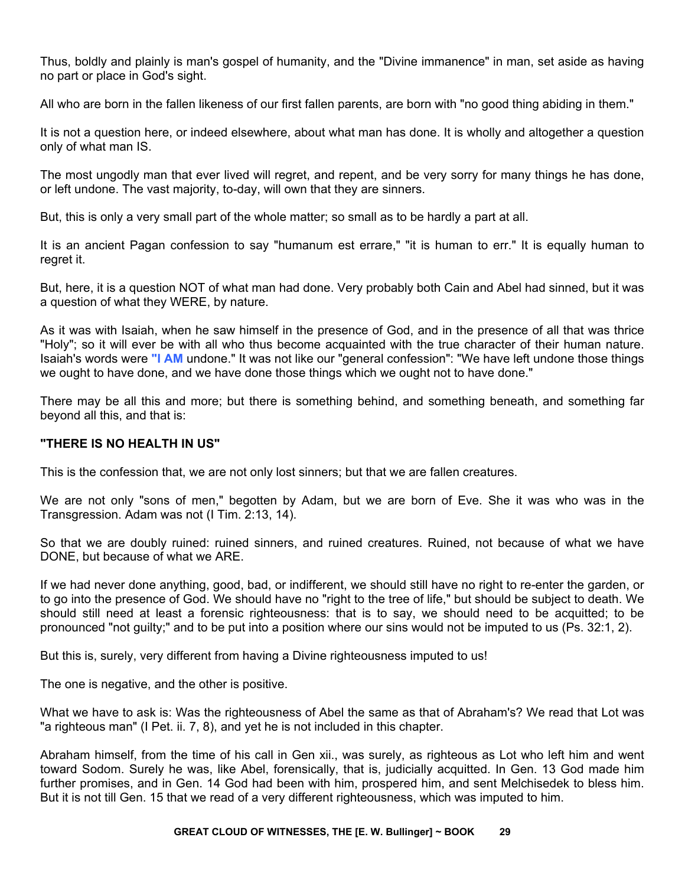Thus, boldly and plainly is man's gospel of humanity, and the "Divine immanence" in man, set aside as having no part or place in God's sight.

All who are born in the fallen likeness of our first fallen parents, are born with "no good thing abiding in them."

It is not a question here, or indeed elsewhere, about what man has done. It is wholly and altogether a question only of what man IS.

The most ungodly man that ever lived will regret, and repent, and be very sorry for many things he has done, or left undone. The vast majority, to-day, will own that they are sinners.

But, this is only a very small part of the whole matter; so small as to be hardly a part at all.

It is an ancient Pagan confession to say "humanum est errare," "it is human to err." It is equally human to regret it.

But, here, it is a question NOT of what man had done. Very probably both Cain and Abel had sinned, but it was a question of what they WERE, by nature.

As it was with Isaiah, when he saw himself in the presence of God, and in the presence of all that was thrice "Holy"; so it will ever be with all who thus become acquainted with the true character of their human nature. Isaiah's words were **"I AM** undone." It was not like our "general confession": "We have left undone those things we ought to have done, and we have done those things which we ought not to have done."

There may be all this and more; but there is something behind, and something beneath, and something far beyond all this, and that is:

**"THERE IS NO HEALTH IN US"**

This is the confession that, we are not only lost sinners; but that we are fallen creatures.

We are not only "sons of men," begotten by Adam, but we are born of Eve. She it was who was in the Transgression. Adam was not (I Tim. 2:13, 14).

So that we are doubly ruined: ruined sinners, and ruined creatures. Ruined, not because of what we have DONE, but because of what we ARE.

If we had never done anything, good, bad, or indifferent, we should still have no right to re-enter the garden, or to go into the presence of God. We should have no "right to the tree of life," but should be subject to death. We should still need at least a forensic righteousness: that is to say, we should need to be acquitted; to be pronounced "not guilty;" and to be put into a position where our sins would not be imputed to us (Ps. 32:1, 2).

But this is, surely, very different from having a Divine righteousness imputed to us!

The one is negative, and the other is positive.

What we have to ask is: Was the righteousness of Abel the same as that of Abraham's? We read that Lot was "a righteous man" (I Pet. ii. 7, 8), and yet he is not included in this chapter.

Abraham himself, from the time of his call in Gen xii., was surely, as righteous as Lot who left him and went toward Sodom. Surely he was, like Abel, forensically, that is, judicially acquitted. In Gen. 13 God made him further promises, and in Gen. 14 God had been with him, prospered him, and sent Melchisedek to bless him. But it is not till Gen. 15 that we read of a very different righteousness, which was imputed to him.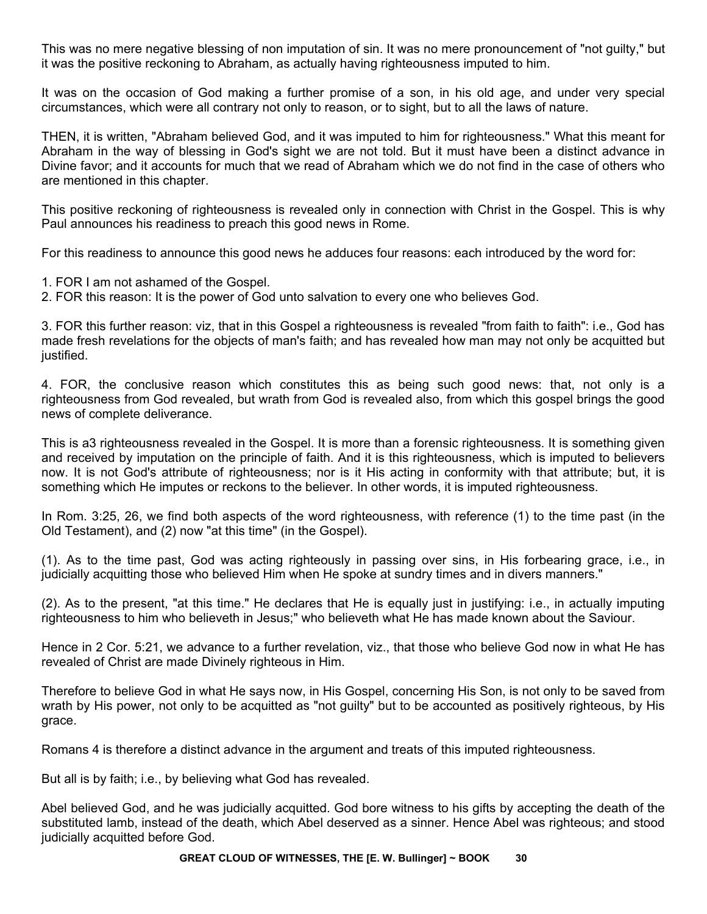This was no mere negative blessing of non imputation of sin. It was no mere pronouncement of "not guilty," but it was the positive reckoning to Abraham, as actually having righteousness imputed to him.

It was on the occasion of God making a further promise of a son, in his old age, and under very special circumstances, which were all contrary not only to reason, or to sight, but to all the laws of nature.

THEN, it is written, "Abraham believed God, and it was imputed to him for righteousness." What this meant for Abraham in the way of blessing in God's sight we are not told. But it must have been a distinct advance in Divine favor; and it accounts for much that we read of Abraham which we do not find in the case of others who are mentioned in this chapter.

This positive reckoning of righteousness is revealed only in connection with Christ in the Gospel. This is why Paul announces his readiness to preach this good news in Rome.

For this readiness to announce this good news he adduces four reasons: each introduced by the word for:

1. FOR I am not ashamed of the Gospel.
2. FOR this reason: It is the power of God unto salvation to every one who believes God.

3. FOR this further reason: viz, that in this Gospel a righteousness is revealed "from faith to faith": i.e., God has made fresh revelations for the objects of man's faith; and has revealed how man may not only be acquitted but justified.

4. FOR, the conclusive reason which constitutes this as being such good news: that, not only is a righteousness from God revealed, but wrath from God is revealed also, from which this gospel brings the good news of complete deliverance.

This is a3 righteousness revealed in the Gospel. It is more than a forensic righteousness. It is something given and received by imputation on the principle of faith. And it is this righteousness, which is imputed to believers now. It is not God's attribute of righteousness; nor is it His acting in conformity with that attribute; but, it is something which He imputes or reckons to the believer. In other words, it is imputed righteousness.

In Rom. 3:25, 26, we find both aspects of the word righteousness, with reference (1) to the time past (in the Old Testament), and (2) now "at this time" (in the Gospel).

(1). As to the time past, God was acting righteously in passing over sins, in His forbearing grace, i.e., in judicially acquitting those who believed Him when He spoke at sundry times and in divers manners."

(2). As to the present, "at this time." He declares that He is equally just in justifying: i.e., in actually imputing righteousness to him who believeth in Jesus;" who believeth what He has made known about the Saviour.

Hence in 2 Cor. 5:21, we advance to a further revelation, viz., that those who believe God now in what He has revealed of Christ are made Divinely righteous in Him.

Therefore to believe God in what He says now, in His Gospel, concerning His Son, is not only to be saved from wrath by His power, not only to be acquitted as "not guilty" but to be accounted as positively righteous, by His grace.

Romans 4 is therefore a distinct advance in the argument and treats of this imputed righteousness.

But all is by faith; i.e., by believing what God has revealed.

Abel believed God, and he was judicially acquitted. God bore witness to his gifts by accepting the death of the substituted lamb, instead of the death, which Abel deserved as a sinner. Hence Abel was righteous; and stood judicially acquitted before God.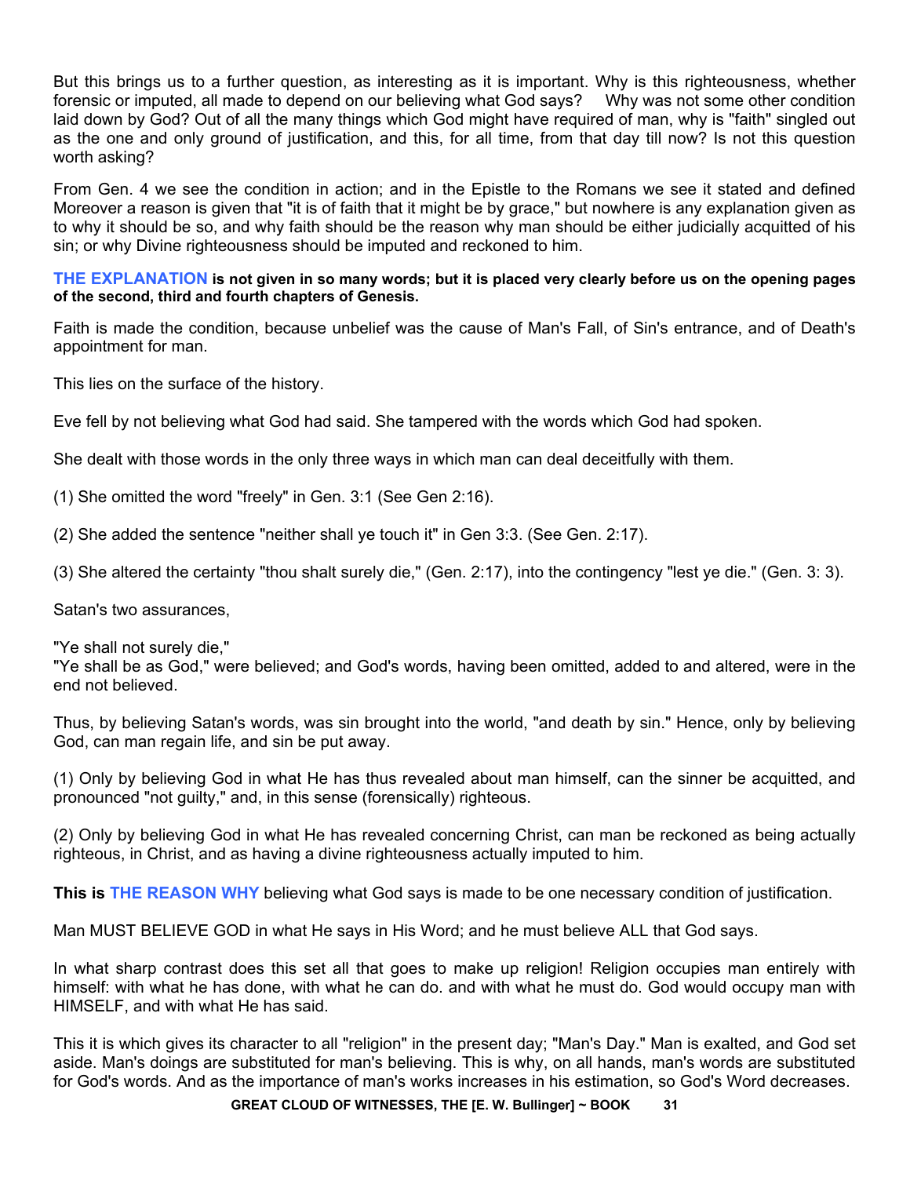But this brings us to a further question, as interesting as it is important. Why is this righteousness, whether forensic or imputed, all made to depend on our believing what God says? Why was not some other condition laid down by God? Out of all the many things which God might have required of man, why is "faith" singled out as the one and only ground of justification, and this, for all time, from that day till now? Is not this question worth asking?

From Gen. 4 we see the condition in action; and in the Epistle to the Romans we see it stated and defined Moreover a reason is given that "it is of faith that it might be by grace," but nowhere is any explanation given as to why it should be so, and why faith should be the reason why man should be either judicially acquitted of his sin; or why Divine righteousness should be imputed and reckoned to him.

**THE EXPLANATION is not given in so many words; but it is placed very clearly before us on the opening pages of the second, third and fourth chapters of Genesis.**

Faith is made the condition, because unbelief was the cause of Man's Fall, of Sin's entrance, and of Death's appointment for man.

This lies on the surface of the history.

Eve fell by not believing what God had said. She tampered with the words which God had spoken.

She dealt with those words in the only three ways in which man can deal deceitfully with them.

(1) She omitted the word "freely" in Gen. 3:1 (See Gen 2:16).

(2) She added the sentence "neither shall ye touch it" in Gen 3:3. (See Gen. 2:17).

(3) She altered the certainty "thou shalt surely die," (Gen. 2:17), into the contingency "lest ye die." (Gen. 3: 3).

Satan's two assurances,

"Ye shall not surely die,"
"Ye shall be as God," were believed; and God's words, having been omitted, added to and altered, were in the end not believed.

Thus, by believing Satan's words, was sin brought into the world, "and death by sin." Hence, only by believing God, can man regain life, and sin be put away.

(1) Only by believing God in what He has thus revealed about man himself, can the sinner be acquitted, and pronounced "not guilty," and, in this sense (forensically) righteous.

(2) Only by believing God in what He has revealed concerning Christ, can man be reckoned as being actually righteous, in Christ, and as having a divine righteousness actually imputed to him.

**This is THE REASON WHY** believing what God says is made to be one necessary condition of justification.

Man MUST BELIEVE GOD in what He says in His Word; and he must believe ALL that God says.

In what sharp contrast does this set all that goes to make up religion! Religion occupies man entirely with himself: with what he has done, with what he can do. and with what he must do. God would occupy man with HIMSELF, and with what He has said.

This it is which gives its character to all "religion" in the present day; "Man's Day." Man is exalted, and God set aside. Man's doings are substituted for man's believing. This is why, on all hands, man's words are substituted for God's words. And as the importance of man's works increases in his estimation, so God's Word decreases.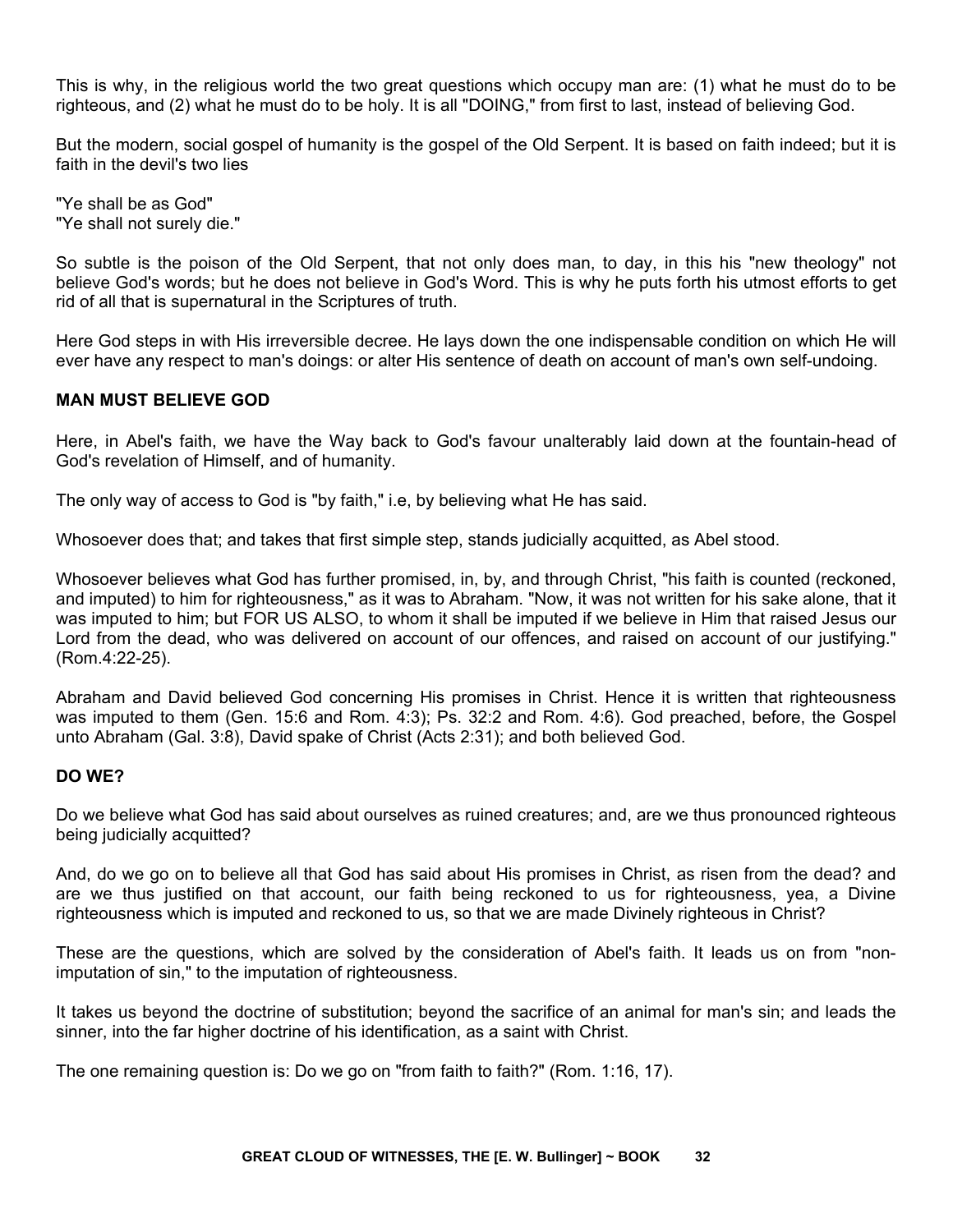This is why, in the religious world the two great questions which occupy man are: (1) what he must do to be righteous, and (2) what he must do to be holy. It is all "DOING," from first to last, instead of believing God.

But the modern, social gospel of humanity is the gospel of the Old Serpent. It is based on faith indeed; but it is faith in the devil's two lies

"Ye shall be as God"
"Ye shall not surely die."

So subtle is the poison of the Old Serpent, that not only does man, to day, in this his "new theology" not believe God's words; but he does not believe in God's Word. This is why he puts forth his utmost efforts to get rid of all that is supernatural in the Scriptures of truth.

Here God steps in with His irreversible decree. He lays down the one indispensable condition on which He will ever have any respect to man's doings: or alter His sentence of death on account of man's own self-undoing.

**MAN MUST BELIEVE GOD**

Here, in Abel's faith, we have the Way back to God's favour unalterably laid down at the fountain-head of God's revelation of Himself, and of humanity.

The only way of access to God is "by faith," i.e, by believing what He has said.

Whosoever does that; and takes that first simple step, stands judicially acquitted, as Abel stood.

Whosoever believes what God has further promised, in, by, and through Christ, "his faith is counted (reckoned, and imputed) to him for righteousness," as it was to Abraham. "Now, it was not written for his sake alone, that it was imputed to him; but FOR US ALSO, to whom it shall be imputed if we believe in Him that raised Jesus our Lord from the dead, who was delivered on account of our offences, and raised on account of our justifying." (Rom.4:22-25).

Abraham and David believed God concerning His promises in Christ. Hence it is written that righteousness was imputed to them (Gen. 15:6 and Rom. 4:3); Ps. 32:2 and Rom. 4:6). God preached, before, the Gospel unto Abraham (Gal. 3:8), David spake of Christ (Acts 2:31); and both believed God.

**DO WE?**

Do we believe what God has said about ourselves as ruined creatures; and, are we thus pronounced righteous being judicially acquitted?

And, do we go on to believe all that God has said about His promises in Christ, as risen from the dead? and are we thus justified on that account, our faith being reckoned to us for righteousness, yea, a Divine righteousness which is imputed and reckoned to us, so that we are made Divinely righteous in Christ?

These are the questions, which are solved by the consideration of Abel's faith. It leads us on from "non-imputation of sin," to the imputation of righteousness.

It takes us beyond the doctrine of substitution; beyond the sacrifice of an animal for man's sin; and leads the sinner, into the far higher doctrine of his identification, as a saint with Christ.

The one remaining question is: Do we go on "from faith to faith?" (Rom. 1:16, 17).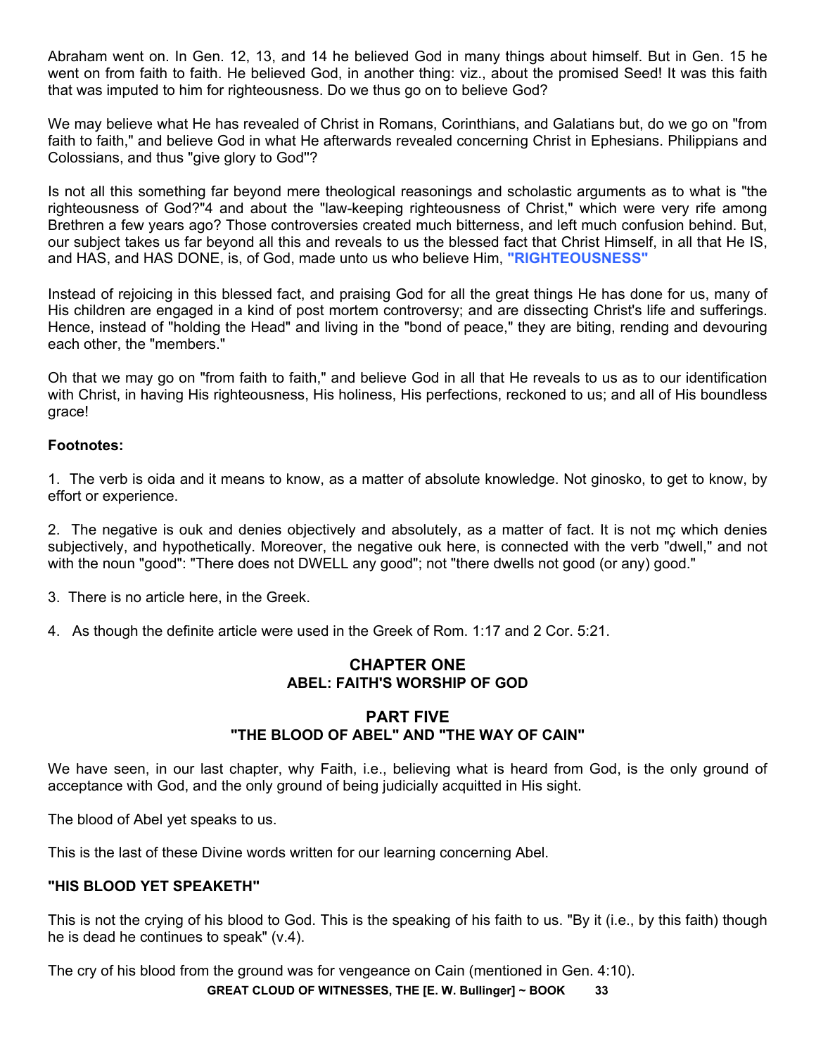Abraham went on. In Gen. 12, 13, and 14 he believed God in many things about himself. But in Gen. 15 he went on from faith to faith. He believed God, in another thing: viz., about the promised Seed! It was this faith that was imputed to him for righteousness. Do we thus go on to believe God?

We may believe what He has revealed of Christ in Romans, Corinthians, and Galatians but, do we go on "from faith to faith," and believe God in what He afterwards revealed concerning Christ in Ephesians. Philippians and Colossians, and thus "give glory to God"?

Is not all this something far beyond mere theological reasonings and scholastic arguments as to what is "the righteousness of God?"4 and about the "law-keeping righteousness of Christ," which were very rife among Brethren a few years ago? Those controversies created much bitterness, and left much confusion behind. But, our subject takes us far beyond all this and reveals to us the blessed fact that Christ Himself, in all that He IS, and HAS, and HAS DONE, is, of God, made unto us who believe Him, **"RIGHTEOUSNESS"**

Instead of rejoicing in this blessed fact, and praising God for all the great things He has done for us, many of His children are engaged in a kind of post mortem controversy; and are dissecting Christ's life and sufferings. Hence, instead of "holding the Head" and living in the "bond of peace," they are biting, rending and devouring each other, the "members."

Oh that we may go on "from faith to faith," and believe God in all that He reveals to us as to our identification with Christ, in having His righteousness, His holiness, His perfections, reckoned to us; and all of His boundless grace!

**Footnotes:**

1. The verb is oida and it means to know, as a matter of absolute knowledge. Not ginosko, to get to know, by effort or experience.

2. The negative is ouk and denies objectively and absolutely, as a matter of fact. It is not mç which denies subjectively, and hypothetically. Moreover, the negative ouk here, is connected with the verb "dwell," and not with the noun "good": "There does not DWELL any good"; not "there dwells not good (or any) good."

3. There is no article here, in the Greek.

4. As though the definite article were used in the Greek of Rom. 1:17 and 2 Cor. 5:21.

## CHAPTER ONE
## ABEL: FAITH'S WORSHIP OF GOD

## PART FIVE
## "THE BLOOD OF ABEL" AND "THE WAY OF CAIN"

We have seen, in our last chapter, why Faith, i.e., believing what is heard from God, is the only ground of acceptance with God, and the only ground of being judicially acquitted in His sight.

The blood of Abel yet speaks to us.

This is the last of these Divine words written for our learning concerning Abel.

### "HIS BLOOD YET SPEAKETH"

This is not the crying of his blood to God. This is the speaking of his faith to us. "By it (i.e., by this faith) though he is dead he continues to speak" (v.4).

The cry of his blood from the ground was for vengeance on Cain (mentioned in Gen. 4:10).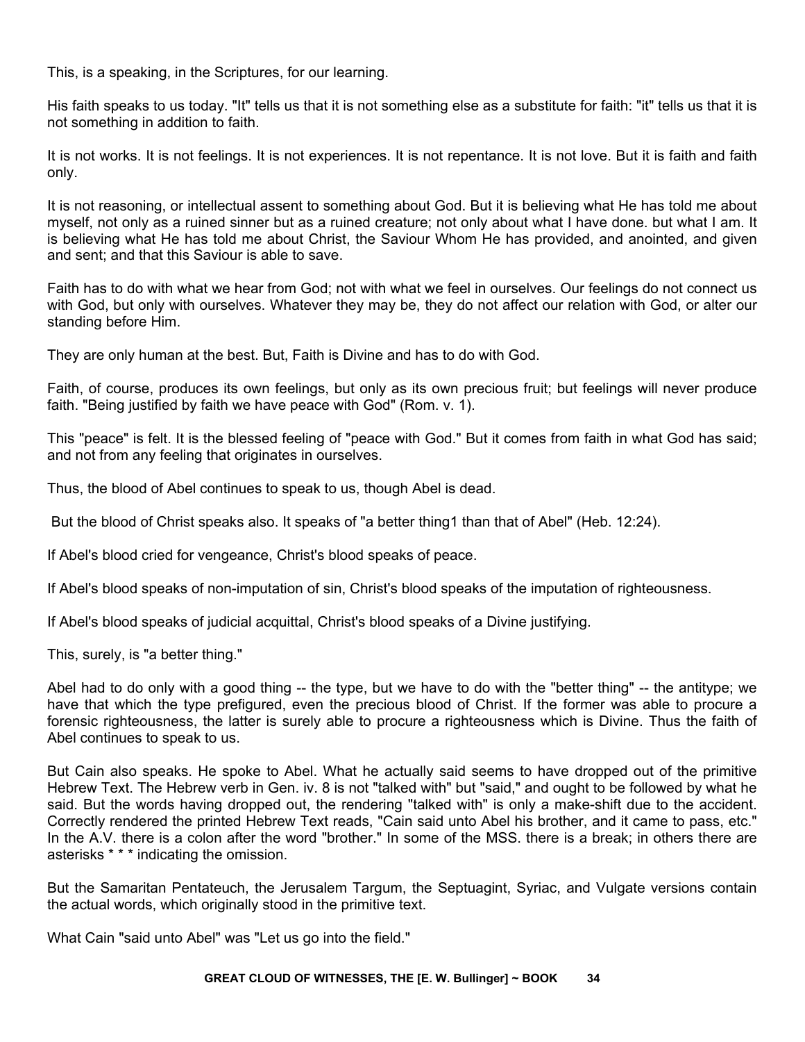This, is a speaking, in the Scriptures, for our learning.

His faith speaks to us today. "It" tells us that it is not something else as a substitute for faith: "it" tells us that it is not something in addition to faith.

It is not works. It is not feelings. It is not experiences. It is not repentance. It is not love. But it is faith and faith only.

It is not reasoning, or intellectual assent to something about God. But it is believing what He has told me about myself, not only as a ruined sinner but as a ruined creature; not only about what I have done. but what I am. It is believing what He has told me about Christ, the Saviour Whom He has provided, and anointed, and given and sent; and that this Saviour is able to save.

Faith has to do with what we hear from God; not with what we feel in ourselves. Our feelings do not connect us with God, but only with ourselves. Whatever they may be, they do not affect our relation with God, or alter our standing before Him.

They are only human at the best. But, Faith is Divine and has to do with God.

Faith, of course, produces its own feelings, but only as its own precious fruit; but feelings will never produce faith. "Being justified by faith we have peace with God" (Rom. v. 1).

This "peace" is felt. It is the blessed feeling of "peace with God." But it comes from faith in what God has said; and not from any feeling that originates in ourselves.

Thus, the blood of Abel continues to speak to us, though Abel is dead.

But the blood of Christ speaks also. It speaks of "a better thing[1] than that of Abel" (Heb. 12:24).

If Abel's blood cried for vengeance, Christ's blood speaks of peace.

If Abel's blood speaks of non-imputation of sin, Christ's blood speaks of the imputation of righteousness.

If Abel's blood speaks of judicial acquittal, Christ's blood speaks of a Divine justifying.

This, surely, is "a better thing."

Abel had to do only with a good thing -- the type, but we have to do with the "better thing" -- the antitype; we have that which the type prefigured, even the precious blood of Christ. If the former was able to procure a forensic righteousness, the latter is surely able to procure a righteousness which is Divine. Thus the faith of Abel continues to speak to us.

But Cain also speaks. He spoke to Abel. What he actually said seems to have dropped out of the primitive Hebrew Text. The Hebrew verb in Gen. iv. 8 is not "talked with" but "said," and ought to be followed by what he said. But the words having dropped out, the rendering "talked with" is only a make-shift due to the accident. Correctly rendered the printed Hebrew Text reads, "Cain said unto Abel his brother, and it came to pass, etc." In the A.V. there is a colon after the word "brother." In some of the MSS. there is a break; in others there are asterisks * * * indicating the omission.

But the Samaritan Pentateuch, the Jerusalem Targum, the Septuagint, Syriac, and Vulgate versions contain the actual words, which originally stood in the primitive text.

What Cain "said unto Abel" was "Let us go into the field."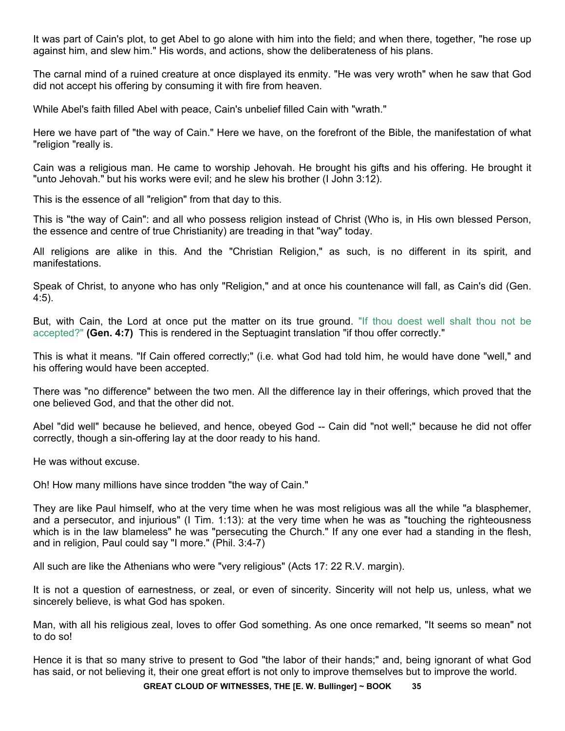It was part of Cain's plot, to get Abel to go alone with him into the field; and when there, together, "he rose up against him, and slew him." His words, and actions, show the deliberateness of his plans.

The carnal mind of a ruined creature at once displayed its enmity. "He was very wroth" when he saw that God did not accept his offering by consuming it with fire from heaven.

While Abel's faith filled Abel with peace, Cain's unbelief filled Cain with "wrath."

Here we have part of "the way of Cain." Here we have, on the forefront of the Bible, the manifestation of what "religion "really is.

Cain was a religious man. He came to worship Jehovah. He brought his gifts and his offering. He brought it "unto Jehovah." but his works were evil; and he slew his brother (I John 3:12).

This is the essence of all "religion" from that day to this.

This is "the way of Cain": and all who possess religion instead of Christ (Who is, in His own blessed Person, the essence and centre of true Christianity) are treading in that "way" today.

All religions are alike in this. And the "Christian Religion," as such, is no different in its spirit, and manifestations.

Speak of Christ, to anyone who has only "Religion," and at once his countenance will fall, as Cain's did (Gen. 4:5).

But, with Cain, the Lord at once put the matter on its true ground. "If thou doest well shalt thou not be accepted?" **(Gen. 4:7)** This is rendered in the Septuagint translation "if thou offer correctly."

This is what it means. "If Cain offered correctly;" (i.e. what God had told him, he would have done "well," and his offering would have been accepted.

There was "no difference" between the two men. All the difference lay in their offerings, which proved that the one believed God, and that the other did not.

Abel "did well" because he believed, and hence, obeyed God -- Cain did "not well;" because he did not offer correctly, though a sin-offering lay at the door ready to his hand.

He was without excuse.

Oh! How many millions have since trodden "the way of Cain."

They are like Paul himself, who at the very time when he was most religious was all the while "a blasphemer, and a persecutor, and injurious" (I Tim. 1:13): at the very time when he was as "touching the righteousness which is in the law blameless" he was "persecuting the Church." If any one ever had a standing in the flesh, and in religion, Paul could say "I more." (Phil. 3:4-7)

All such are like the Athenians who were "very religious" (Acts 17: 22 R.V. margin).

It is not a question of earnestness, or zeal, or even of sincerity. Sincerity will not help us, unless, what we sincerely believe, is what God has spoken.

Man, with all his religious zeal, loves to offer God something. As one once remarked, "It seems so mean" not to do so!

Hence it is that so many strive to present to God "the labor of their hands;" and, being ignorant of what God has said, or not believing it, their one great effort is not only to improve themselves but to improve the world.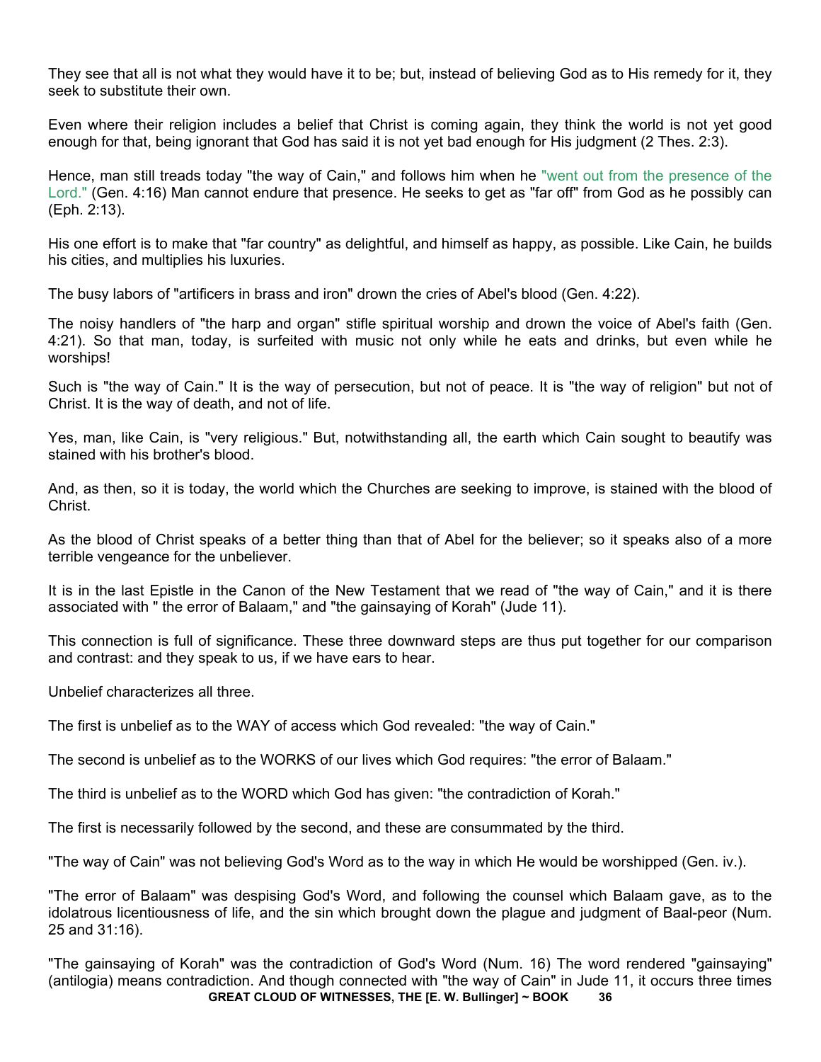They see that all is not what they would have it to be; but, instead of believing God as to His remedy for it, they seek to substitute their own.

Even where their religion includes a belief that Christ is coming again, they think the world is not yet good enough for that, being ignorant that God has said it is not yet bad enough for His judgment (2 Thes. 2:3).

Hence, man still treads today "the way of Cain," and follows him when he "went out from the presence of the Lord." (Gen. 4:16) Man cannot endure that presence. He seeks to get as "far off" from God as he possibly can (Eph. 2:13).

His one effort is to make that "far country" as delightful, and himself as happy, as possible. Like Cain, he builds his cities, and multiplies his luxuries.

The busy labors of "artificers in brass and iron" drown the cries of Abel's blood (Gen. 4:22).

The noisy handlers of "the harp and organ" stifle spiritual worship and drown the voice of Abel's faith (Gen. 4:21). So that man, today, is surfeited with music not only while he eats and drinks, but even while he worships!

Such is "the way of Cain." It is the way of persecution, but not of peace. It is "the way of religion" but not of Christ. It is the way of death, and not of life.

Yes, man, like Cain, is "very religious." But, notwithstanding all, the earth which Cain sought to beautify was stained with his brother's blood.

And, as then, so it is today, the world which the Churches are seeking to improve, is stained with the blood of Christ.

As the blood of Christ speaks of a better thing than that of Abel for the believer; so it speaks also of a more terrible vengeance for the unbeliever.

It is in the last Epistle in the Canon of the New Testament that we read of "the way of Cain," and it is there associated with " the error of Balaam," and "the gainsaying of Korah" (Jude 11).

This connection is full of significance. These three downward steps are thus put together for our comparison and contrast: and they speak to us, if we have ears to hear.

Unbelief characterizes all three.

The first is unbelief as to the WAY of access which God revealed: "the way of Cain."

The second is unbelief as to the WORKS of our lives which God requires: "the error of Balaam."

The third is unbelief as to the WORD which God has given: "the contradiction of Korah."

The first is necessarily followed by the second, and these are consummated by the third.

"The way of Cain" was not believing God's Word as to the way in which He would be worshipped (Gen. iv.).

"The error of Balaam" was despising God's Word, and following the counsel which Balaam gave, as to the idolatrous licentiousness of life, and the sin which brought down the plague and judgment of Baal-peor (Num. 25 and 31:16).

"The gainsaying of Korah" was the contradiction of God's Word (Num. 16) The word rendered "gainsaying" (antilogia) means contradiction. And though connected with "the way of Cain" in Jude 11, it occurs three times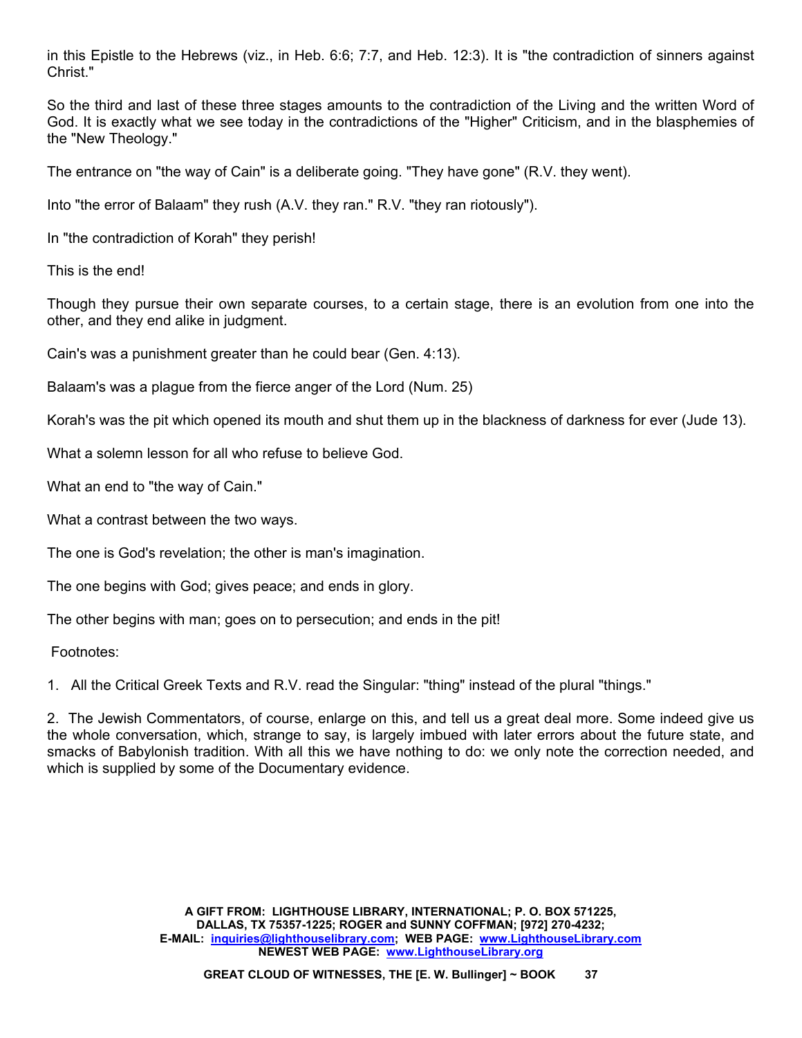in this Epistle to the Hebrews (viz., in Heb. 6:6; 7:7, and Heb. 12:3). It is "the contradiction of sinners against Christ."

So the third and last of these three stages amounts to the contradiction of the Living and the written Word of God. It is exactly what we see today in the contradictions of the "Higher" Criticism, and in the blasphemies of the "New Theology."

The entrance on "the way of Cain" is a deliberate going. "They have gone" (R.V. they went).

Into "the error of Balaam" they rush (A.V. they ran." R.V. "they ran riotously").

In "the contradiction of Korah" they perish!

This is the end!

Though they pursue their own separate courses, to a certain stage, there is an evolution from one into the other, and they end alike in judgment.

Cain's was a punishment greater than he could bear (Gen. 4:13).

Balaam's was a plague from the fierce anger of the Lord (Num. 25)

Korah's was the pit which opened its mouth and shut them up in the blackness of darkness for ever (Jude 13).

What a solemn lesson for all who refuse to believe God.

What an end to "the way of Cain."

What a contrast between the two ways.

The one is God's revelation; the other is man's imagination.

The one begins with God; gives peace; and ends in glory.

The other begins with man; goes on to persecution; and ends in the pit!

Footnotes:

1. All the Critical Greek Texts and R.V. read the Singular: "thing" instead of the plural "things."

2. The Jewish Commentators, of course, enlarge on this, and tell us a great deal more. Some indeed give us the whole conversation, which, strange to say, is largely imbued with later errors about the future state, and smacks of Babylonish tradition. With all this we have nothing to do: we only note the correction needed, and which is supplied by some of the Documentary evidence.

**A GIFT FROM: LIGHTHOUSE LIBRARY, INTERNATIONAL; P. O. BOX 571225, DALLAS, TX 75357-1225; ROGER and SUNNY COFFMAN; [972] 270-4232; E-MAIL: inquiries@lighthouselibrary.com; WEB PAGE: www.LighthouseLibrary.com NEWEST WEB PAGE: www.LighthouseLibrary.org**